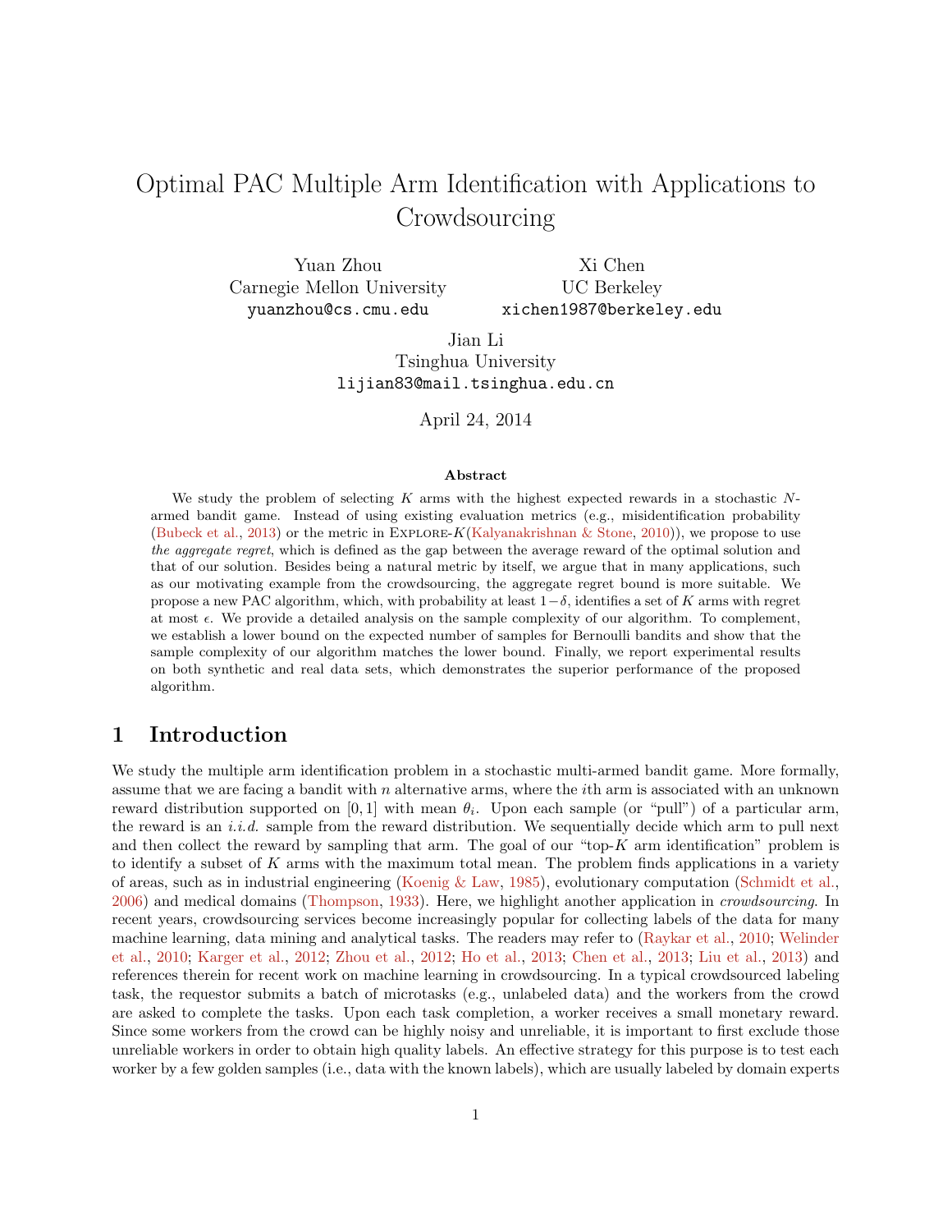# Optimal PAC Multiple Arm Identification with Applications to Crowdsourcing

Yuan Zhou
Carnegie Mellon University
yuanzhou@cs.cmu.edu

Xi Chen
UC Berkeley
xichen1987@berkeley.edu

Jian Li
Tsinghua University
lijian83@mail.tsinghua.edu.cn

April 24, 2014

### Abstract

We study the problem of selecting $K$ arms with the highest expected rewards in a stochastic $N$-armed bandit game. Instead of using existing evaluation metrics (e.g., misidentification probability (Bubeck et al., 2013) or the metric in Explore-$K$(Kalyanakrishnan & Stone, 2010)), we propose to use *the aggregate regret*, which is defined as the gap between the average reward of the optimal solution and that of our solution. Besides being a natural metric by itself, we argue that in many applications, such as our motivating example from the crowdsourcing, the aggregate regret bound is more suitable. We propose a new PAC algorithm, which, with probability at least $1-\delta$, identifies a set of $K$ arms with regret at most $\epsilon$. We provide a detailed analysis on the sample complexity of our algorithm. To complement, we establish a lower bound on the expected number of samples for Bernoulli bandits and show that the sample complexity of our algorithm matches the lower bound. Finally, we report experimental results on both synthetic and real data sets, which demonstrates the superior performance of the proposed algorithm.

## 1 Introduction

We study the multiple arm identification problem in a stochastic multi-armed bandit game. More formally, assume that we are facing a bandit with $n$ alternative arms, where the $i$th arm is associated with an unknown reward distribution supported on $[0, 1]$ with mean $\theta_i$. Upon each sample (or "pull") of a particular arm, the reward is an *i.i.d.* sample from the reward distribution. We sequentially decide which arm to pull next and then collect the reward by sampling that arm. The goal of our "top-$K$ arm identification" problem is to identify a subset of $K$ arms with the maximum total mean. The problem finds applications in a variety of areas, such as in industrial engineering (Koenig & Law, 1985), evolutionary computation (Schmidt et al., 2006) and medical domains (Thompson, 1933). Here, we highlight another application in *crowdsourcing*. In recent years, crowdsourcing services become increasingly popular for collecting labels of the data for many machine learning, data mining and analytical tasks. The readers may refer to (Raykar et al., 2010; Welinder et al., 2010; Karger et al., 2012; Zhou et al., 2012; Ho et al., 2013; Chen et al., 2013; Liu et al., 2013) and references therein for recent work on machine learning in crowdsourcing. In a typical crowdsourced labeling task, the requestor submits a batch of microtasks (e.g., unlabeled data) and the workers from the crowd are asked to complete the tasks. Upon each task completion, a worker receives a small monetary reward. Since some workers from the crowd can be highly noisy and unreliable, it is important to first exclude those unreliable workers in order to obtain high quality labels. An effective strategy for this purpose is to test each worker by a few golden samples (i.e., data with the known labels), which are usually labeled by domain experts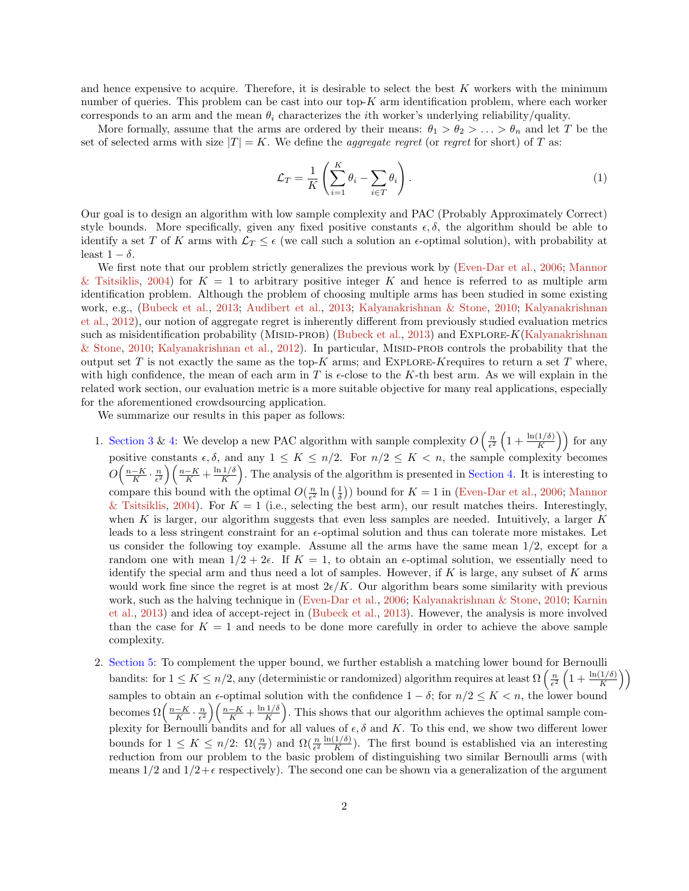and hence expensive to acquire. Therefore, it is desirable to select the best $K$ workers with the minimum number of queries. This problem can be cast into our top-$K$ arm identification problem, where each worker corresponds to an arm and the mean $\theta_i$ characterizes the $i$th worker's underlying reliability/quality.

More formally, assume that the arms are ordered by their means: $\theta_1 > \theta_2 > \ldots > \theta_n$ and let $T$ be the set of selected arms with size $|T| = K$. We define the *aggregate regret* (or *regret* for short) of $T$ as:

$$\mathcal{L}_T = \frac{1}{K}\left(\sum_{i=1}^{K}\theta_i - \sum_{i\in T}\theta_i\right). \tag{1}$$

Our goal is to design an algorithm with low sample complexity and PAC (Probably Approximately Correct) style bounds. More specifically, given any fixed positive constants $\epsilon, \delta$, the algorithm should be able to identify a set $T$ of $K$ arms with $\mathcal{L}_T \le \epsilon$ (we call such a solution an $\epsilon$-optimal solution), with probability at least $1-\delta$.

We first note that our problem strictly generalizes the previous work by (Even-Dar et al., 2006; Mannor & Tsitsiklis, 2004) for $K = 1$ to arbitrary positive integer $K$ and hence is referred to as multiple arm identification problem. Although the problem of choosing multiple arms has been studied in some existing work, e.g., (Bubeck et al., 2013; Audibert et al., 2013; Kalyanakrishnan & Stone, 2010; Kalyanakrishnan et al., 2012), our notion of aggregate regret is inherently different from previously studied evaluation metrics such as misidentification probability (Misid-prob) (Bubeck et al., 2013) and Explore-$K$(Kalyanakrishnan & Stone, 2010; Kalyanakrishnan et al., 2012). In particular, Misid-prob controls the probability that the output set $T$ is not exactly the same as the top-$K$ arms; and Explore-$K$requires to return a set $T$ where, with high confidence, the mean of each arm in $T$ is $\epsilon$-close to the $K$-th best arm. As we will explain in the related work section, our evaluation metric is a more suitable objective for many real applications, especially for the aforementioned crowdsourcing application.

We summarize our results in this paper as follows:

1. Section 3 & 4: We develop a new PAC algorithm with sample complexity $O\left(\frac{n}{\epsilon^2}\left(1+\frac{\ln(1/\delta)}{K}\right)\right)$ for any positive constants $\epsilon, \delta$, and any $1 \le K \le n/2$. For $n/2 \le K < n$, the sample complexity becomes $O\left(\frac{n-K}{K}\cdot\frac{n}{\epsilon^2}\right)\left(\frac{n-K}{K}+\frac{\ln 1/\delta}{K}\right)$. The analysis of the algorithm is presented in Section 4. It is interesting to compare this bound with the optimal $O(\frac{n}{\epsilon^2}\ln\left(\frac{1}{\delta}\right))$ bound for $K=1$ in (Even-Dar et al., 2006; Mannor & Tsitsiklis, 2004). For $K=1$ (i.e., selecting the best arm), our result matches theirs. Interestingly, when $K$ is larger, our algorithm suggests that even less samples are needed. Intuitively, a larger $K$ leads to a less stringent constraint for an $\epsilon$-optimal solution and thus can tolerate more mistakes. Let us consider the following toy example. Assume all the arms have the same mean $1/2$, except for a random one with mean $1/2+2\epsilon$. If $K=1$, to obtain an $\epsilon$-optimal solution, we essentially need to identify the special arm and thus need a lot of samples. However, if $K$ is large, any subset of $K$ arms would work fine since the regret is at most $2\epsilon/K$. Our algorithm bears some similarity with previous work, such as the halving technique in (Even-Dar et al., 2006; Kalyanakrishnan & Stone, 2010; Karnin et al., 2013) and idea of accept-reject in (Bubeck et al., 2013). However, the analysis is more involved than the case for $K=1$ and needs to be done more carefully in order to achieve the above sample complexity.

2. Section 5: To complement the upper bound, we further establish a matching lower bound for Bernoulli bandits: for $1 \le K \le n/2$, any (deterministic or randomized) algorithm requires at least $\Omega\left(\frac{n}{\epsilon^2}\left(1+\frac{\ln(1/\delta)}{K}\right)\right)$ samples to obtain an $\epsilon$-optimal solution with the confidence $1-\delta$; for $n/2 \le K < n$, the lower bound becomes $\Omega\left(\frac{n-K}{K}\cdot\frac{n}{\epsilon^2}\right)\left(\frac{n-K}{K}+\frac{\ln 1/\delta}{K}\right)$. This shows that our algorithm achieves the optimal sample complexity for Bernoulli bandits and for all values of $\epsilon, \delta$ and $K$. To this end, we show two different lower bounds for $1 \le K \le n/2$: $\Omega(\frac{n}{\epsilon^2})$ and $\Omega(\frac{n}{\epsilon^2}\frac{\ln(1/\delta)}{K})$. The first bound is established via an interesting reduction from our problem to the basic problem of distinguishing two similar Bernoulli arms (with means $1/2$ and $1/2+\epsilon$ respectively). The second one can be shown via a generalization of the argument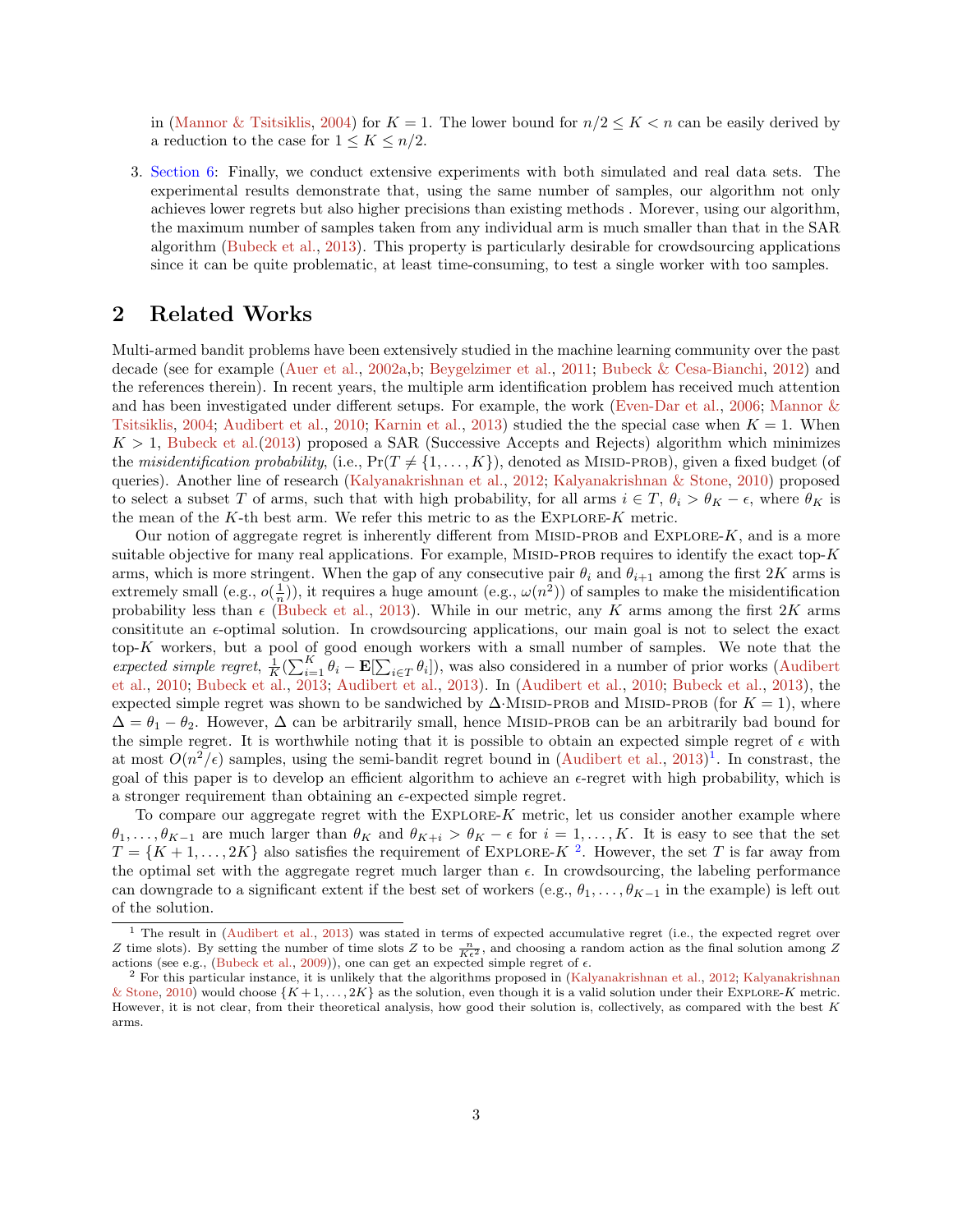in (Mannor & Tsitsiklis, 2004) for $K = 1$. The lower bound for $n/2 \leq K < n$ can be easily derived by a reduction to the case for $1 \leq K \leq n/2$.

3. Section 6: Finally, we conduct extensive experiments with both simulated and real data sets. The experimental results demonstrate that, using the same number of samples, our algorithm not only achieves lower regrets but also higher precisions than existing methods . Morever, using our algorithm, the maximum number of samples taken from any individual arm is much smaller than that in the SAR algorithm (Bubeck et al., 2013). This property is particularly desirable for crowdsourcing applications since it can be quite problematic, at least time-consuming, to test a single worker with too samples.

## 2 Related Works

Multi-armed bandit problems have been extensively studied in the machine learning community over the past decade (see for example (Auer et al., 2002a,b; Beygelzimer et al., 2011; Bubeck & Cesa-Bianchi, 2012) and the references therein). In recent years, the multiple arm identification problem has received much attention and has been investigated under different setups. For example, the work (Even-Dar et al., 2006; Mannor & Tsitsiklis, 2004; Audibert et al., 2010; Karnin et al., 2013) studied the the special case when $K = 1$. When $K > 1$, Bubeck et al.(2013) proposed a SAR (Successive Accepts and Rejects) algorithm which minimizes the *misidentification probability*, (i.e., $\Pr(T \neq \{1, \ldots, K\})$, denoted as MISID-PROB), given a fixed budget (of queries). Another line of research (Kalyanakrishnan et al., 2012; Kalyanakrishnan & Stone, 2010) proposed to select a subset $T$ of arms, such that with high probability, for all arms $i \in T$, $\theta_i > \theta_K - \epsilon$, where $\theta_K$ is the mean of the $K$-th best arm. We refer this metric to as the EXPLORE-$K$ metric.

Our notion of aggregate regret is inherently different from MISID-PROB and EXPLORE-$K$, and is a more suitable objective for many real applications. For example, MISID-PROB requires to identify the exact top-$K$ arms, which is more stringent. When the gap of any consecutive pair $\theta_i$ and $\theta_{i+1}$ among the first $2K$ arms is extremely small (e.g., $o(\frac{1}{n})$), it requires a huge amount (e.g., $\omega(n^2)$) of samples to make the misidentification probability less than $\epsilon$ (Bubeck et al., 2013). While in our metric, any $K$ arms among the first $2K$ arms consititute an $\epsilon$-optimal solution. In crowdsourcing applications, our main goal is not to select the exact top-$K$ workers, but a pool of good enough workers with a small number of samples. We note that the *expected simple regret*, $\frac{1}{K}(\sum_{i=1}^{K} \theta_i - \mathbf{E}[\sum_{i\in T} \theta_i])$, was also considered in a number of prior works (Audibert et al., 2010; Bubeck et al., 2013; Audibert et al., 2013). In (Audibert et al., 2010; Bubeck et al., 2013), the expected simple regret was shown to be sandwiched by $\Delta\cdot$MISID-PROB and MISID-PROB (for $K = 1$), where $\Delta = \theta_1 - \theta_2$. However, $\Delta$ can be arbitrarily small, hence MISID-PROB can be an arbitrarily bad bound for the simple regret. It is worthwhile noting that it is possible to obtain an expected simple regret of $\epsilon$ with at most $O(n^2/\epsilon)$ samples, using the semi-bandit regret bound in (Audibert et al., 2013)[1]. In constrast, the goal of this paper is to develop an efficient algorithm to achieve an $\epsilon$-regret with high probability, which is a stronger requirement than obtaining an $\epsilon$-expected simple regret.

To compare our aggregate regret with the EXPLORE-$K$ metric, let us consider another example where $\theta_1, \ldots, \theta_{K-1}$ are much larger than $\theta_K$ and $\theta_{K+i} > \theta_K - \epsilon$ for $i = 1, \ldots, K$. It is easy to see that the set $T = \{K+1, \ldots, 2K\}$ also satisfies the requirement of EXPLORE-$K$ [2]. However, the set $T$ is far away from the optimal set with the aggregate regret much larger than $\epsilon$. In crowdsourcing, the labeling performance can downgrade to a significant extent if the best set of workers (e.g., $\theta_1, \ldots, \theta_{K-1}$ in the example) is left out of the solution.

[1] The result in (Audibert et al., 2013) was stated in terms of expected accumulative regret (i.e., the expected regret over $Z$ time slots). By setting the number of time slots $Z$ to be $\frac{n}{K\epsilon^2}$, and choosing a random action as the final solution among $Z$ actions (see e.g., (Bubeck et al., 2009)), one can get an expected simple regret of $\epsilon$.

[2] For this particular instance, it is unlikely that the algorithms proposed in (Kalyanakrishnan et al., 2012; Kalyanakrishnan & Stone, 2010) would choose $\{K+1, \ldots, 2K\}$ as the solution, even though it is a valid solution under their EXPLORE-$K$ metric. However, it is not clear, from their theoretical analysis, how good their solution is, collectively, as compared with the best $K$ arms.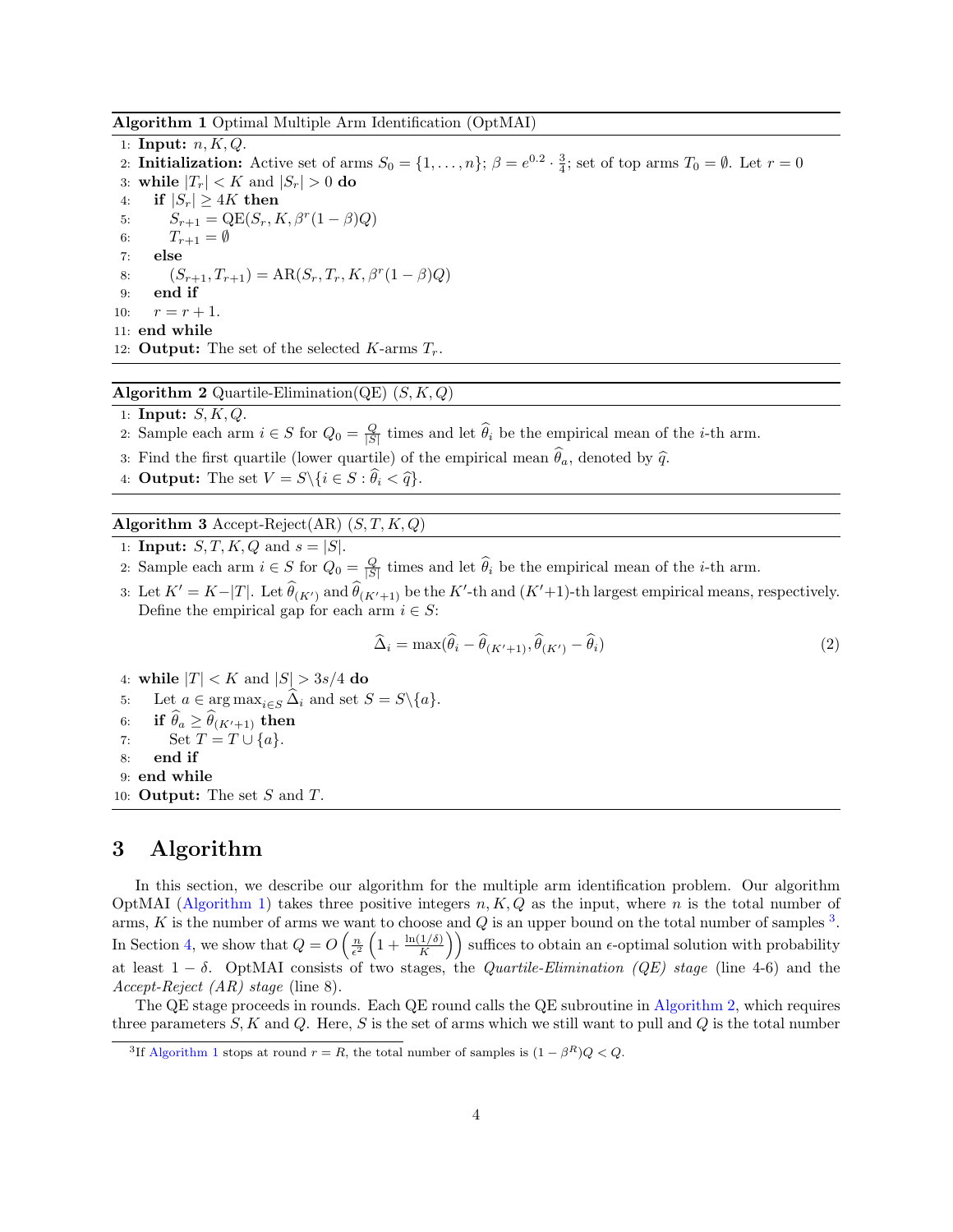**Algorithm 1** Optimal Multiple Arm Identification (OptMAI)

```
1: Input: n, K, Q.
2: Initialization: Active set of arms S_0 = {1, ..., n}; β = e^{0.2} · 3/4; set of top arms T_0 = ∅. Let r = 0
3: while |T_r| < K and |S_r| > 0 do
4:   if |S_r| ≥ 4K then
5:     S_{r+1} = QE(S_r, K, β^r(1 − β)Q)
6:     T_{r+1} = ∅
7:   else
8:     (S_{r+1}, T_{r+1}) = AR(S_r, T_r, K, β^r(1 − β)Q)
9:   end if
10:  r = r + 1.
11: end while
12: Output: The set of the selected K-arms T_r.
```

**Algorithm 2** Quartile-Elimination(QE) $(S, K, Q)$

```
1: Input: S, K, Q.
2: Sample each arm i ∈ S for Q_0 = Q/|S| times and let θ̂_i be the empirical mean of the i-th arm.
3: Find the first quartile (lower quartile) of the empirical mean θ̂_a, denoted by q̂.
4: Output: The set V = S\{i ∈ S : θ̂_i < q̂}.
```

**Algorithm 3** Accept-Reject(AR) $(S, T, K, Q)$

1: **Input:** $S, T, K, Q$ and $s = |S|$.

2: Sample each arm $i \in S$ for $Q_0 = \frac{Q}{|S|}$ times and let $\widehat{\theta}_i$ be the empirical mean of the $i$-th arm.

3: Let $K' = K - |T|$. Let $\widehat{\theta}_{(K')}$ and $\widehat{\theta}_{(K'+1)}$ be the $K'$-th and $(K'+1)$-th largest empirical means, respectively. Define the empirical gap for each arm $i \in S$:

$$\widehat{\Delta}_i = \max(\widehat{\theta}_i - \widehat{\theta}_{(K'+1)}, \widehat{\theta}_{(K')} - \widehat{\theta}_i) \tag{2}$$

4: **while** $|T| < K$ and $|S| > 3s/4$ **do**

5: Let $a \in \arg\max_{i \in S} \widehat{\Delta}_i$ and set $S = S \backslash \{a\}$.

6: **if** $\widehat{\theta}_a \geq \widehat{\theta}_{(K'+1)}$ **then**

7: Set $T = T \cup \{a\}$.

8: **end if**

9: **end while**

10: **Output:** The set $S$ and $T$.

# 3 Algorithm

In this section, we describe our algorithm for the multiple arm identification problem. Our algorithm OptMAI (Algorithm 1) takes three positive integers $n, K, Q$ as the input, where $n$ is the total number of arms, $K$ is the number of arms we want to choose and $Q$ is an upper bound on the total number of samples [3]. In Section 4, we show that $Q = O\left(\frac{n}{\epsilon^2}\left(1 + \frac{\ln(1/\delta)}{K}\right)\right)$ suffices to obtain an $\epsilon$-optimal solution with probability at least $1 - \delta$. OptMAI consists of two stages, the *Quartile-Elimination (QE) stage* (line 4-6) and the *Accept-Reject (AR) stage* (line 8).

The QE stage proceeds in rounds. Each QE round calls the QE subroutine in Algorithm 2, which requires three parameters $S, K$ and $Q$. Here, $S$ is the set of arms which we still want to pull and $Q$ is the total number

[3] If Algorithm 1 stops at round $r = R$, the total number of samples is $(1 - \beta^R)Q < Q$.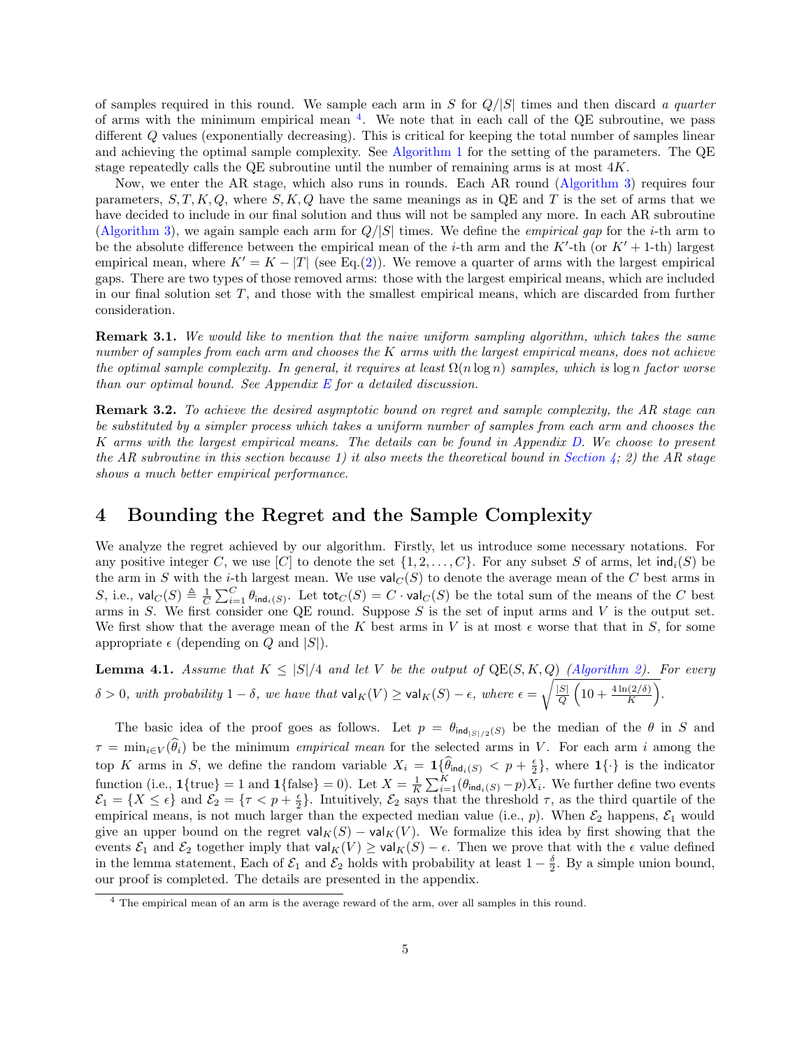of samples required in this round. We sample each arm in $S$ for $Q/|S|$ times and then discard *a quarter* of arms with the minimum empirical mean [4]. We note that in each call of the QE subroutine, we pass different $Q$ values (exponentially decreasing). This is critical for keeping the total number of samples linear and achieving the optimal sample complexity. See Algorithm 1 for the setting of the parameters. The QE stage repeatedly calls the QE subroutine until the number of remaining arms is at most $4K$.

Now, we enter the AR stage, which also runs in rounds. Each AR round (Algorithm 3) requires four parameters, $S, T, K, Q$, where $S, K, Q$ have the same meanings as in QE and $T$ is the set of arms that we have decided to include in our final solution and thus will not be sampled any more. In each AR subroutine (Algorithm 3), we again sample each arm for $Q/|S|$ times. We define the *empirical gap* for the $i$-th arm to be the absolute difference between the empirical mean of the $i$-th arm and the $K'$-th (or $K'+1$-th) largest empirical mean, where $K' = K - |T|$ (see Eq.(2)). We remove a quarter of arms with the largest empirical gaps. There are two types of those removed arms: those with the largest empirical means, which are included in our final solution set $T$, and those with the smallest empirical means, which are discarded from further consideration.

**Remark 3.1.** *We would like to mention that the naive uniform sampling algorithm, which takes the same number of samples from each arm and chooses the $K$ arms with the largest empirical means, does not achieve the optimal sample complexity. In general, it requires at least $\Omega(n \log n)$ samples, which is $\log n$ factor worse than our optimal bound. See Appendix E for a detailed discussion.*

**Remark 3.2.** *To achieve the desired asymptotic bound on regret and sample complexity, the AR stage can be substituted by a simpler process which takes a uniform number of samples from each arm and chooses the $K$ arms with the largest empirical means. The details can be found in Appendix D. We choose to present the AR subroutine in this section because 1) it also meets the theoretical bound in Section 4; 2) the AR stage shows a much better empirical performance.*

# 4 Bounding the Regret and the Sample Complexity

We analyze the regret achieved by our algorithm. Firstly, let us introduce some necessary notations. For any positive integer $C$, we use $[C]$ to denote the set $\{1, 2, \ldots, C\}$. For any subset $S$ of arms, let $\mathsf{ind}_i(S)$ be the arm in $S$ with the $i$-th largest mean. We use $\mathsf{val}_C(S)$ to denote the average mean of the $C$ best arms in $S$, i.e., $\mathsf{val}_C(S) \triangleq \frac{1}{C}\sum_{i=1}^{C} \theta_{\mathsf{ind}_i(S)}$. Let $\mathsf{tot}_C(S) = C \cdot \mathsf{val}_C(S)$ be the total sum of the means of the $C$ best arms in $S$. We first consider one QE round. Suppose $S$ is the set of input arms and $V$ is the output set. We first show that the average mean of the $K$ best arms in $V$ is at most $\epsilon$ worse that that in $S$, for some appropriate $\epsilon$ (depending on $Q$ and $|S|$).

**Lemma 4.1.** *Assume that $K \leq |S|/4$ and let $V$ be the output of $\mathrm{QE}(S, K, Q)$ (Algorithm 2). For every $\delta > 0$, with probability $1 - \delta$, we have that $\mathsf{val}_K(V) \geq \mathsf{val}_K(S) - \epsilon$, where $\epsilon = \sqrt{\frac{|S|}{Q}\left(10 + \frac{4\ln(2/\delta)}{K}\right)}$.*

The basic idea of the proof goes as follows. Let $p = \theta_{\mathsf{ind}_{|S|/2}(S)}$ be the median of the $\theta$ in $S$ and $\tau = \min_{i \in V}(\widehat{\theta}_i)$ be the minimum *empirical mean* for the selected arms in $V$. For each arm $i$ among the top $K$ arms in $S$, we define the random variable $X_i = \mathbf{1}\{\widehat{\theta}_{\mathsf{ind}_i(S)} < p + \frac{\epsilon}{2}\}$, where $\mathbf{1}\{\cdot\}$ is the indicator function (i.e., $\mathbf{1}\{\text{true}\} = 1$ and $\mathbf{1}\{\text{false}\} = 0$). Let $X = \frac{1}{K}\sum_{i=1}^{K}(\theta_{\mathsf{ind}_i(S)} - p)X_i$. We further define two events $\mathcal{E}_1 = \{X \leq \epsilon\}$ and $\mathcal{E}_2 = \{\tau < p + \frac{\epsilon}{2}\}$. Intuitively, $\mathcal{E}_2$ says that the threshold $\tau$, as the third quartile of the empirical means, is not much larger than the expected median value (i.e., $p$). When $\mathcal{E}_2$ happens, $\mathcal{E}_1$ would give an upper bound on the regret $\mathsf{val}_K(S) - \mathsf{val}_K(V)$. We formalize this idea by first showing that the events $\mathcal{E}_1$ and $\mathcal{E}_2$ together imply that $\mathsf{val}_K(V) \geq \mathsf{val}_K(S) - \epsilon$. Then we prove that with the $\epsilon$ value defined in the lemma statement, Each of $\mathcal{E}_1$ and $\mathcal{E}_2$ holds with probability at least $1 - \frac{\delta}{2}$. By a simple union bound, our proof is completed. The details are presented in the appendix.

[4] The empirical mean of an arm is the average reward of the arm, over all samples in this round.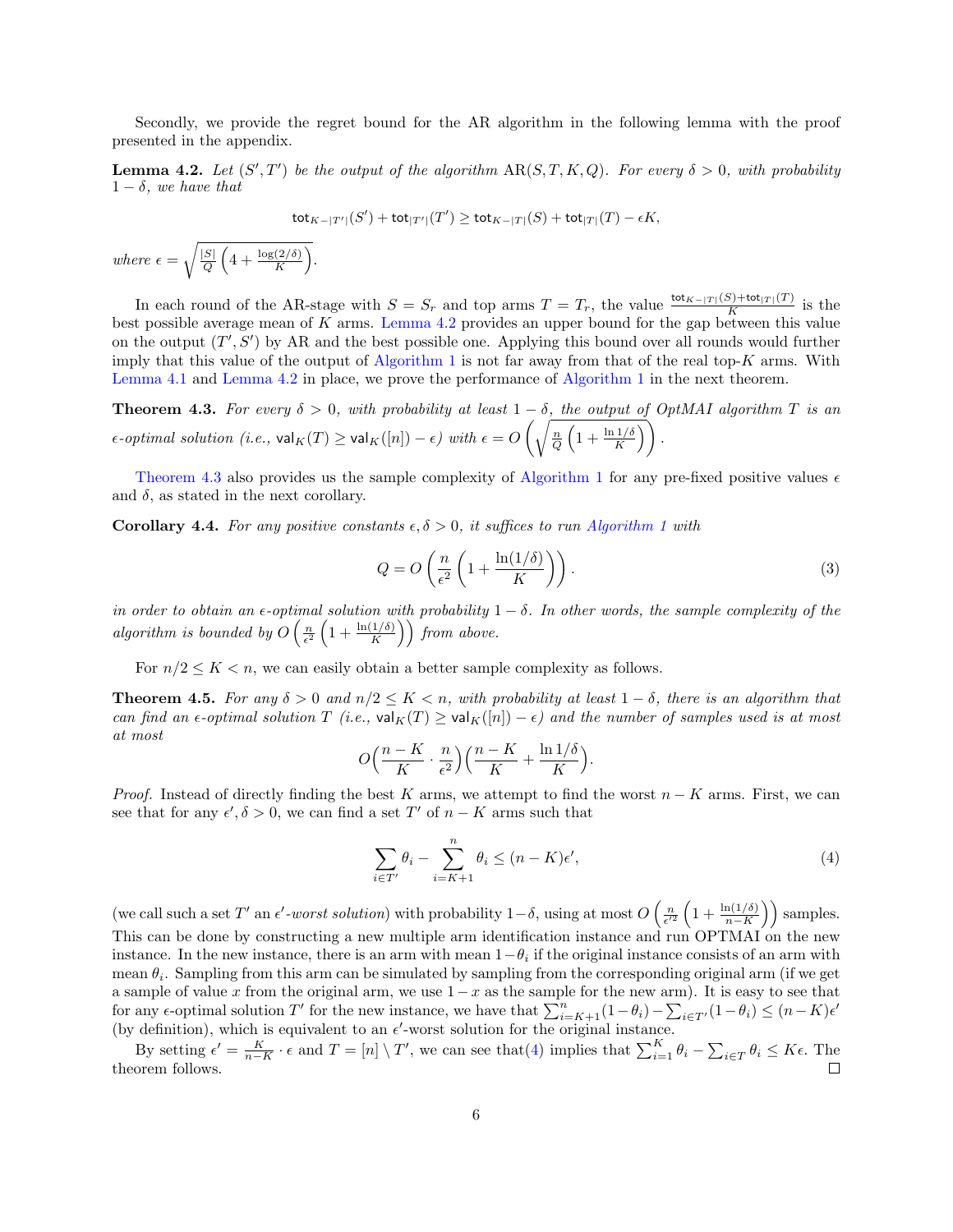Secondly, we provide the regret bound for the AR algorithm in the following lemma with the proof presented in the appendix.

**Lemma 4.2.** *Let $(S', T')$ be the output of the algorithm $\mathrm{AR}(S, T, K, Q)$. For every $\delta > 0$, with probability $1 - \delta$, we have that*

$$\mathsf{tot}_{K-|T'|}(S') + \mathsf{tot}_{|T'|}(T') \geq \mathsf{tot}_{K-|T|}(S) + \mathsf{tot}_{|T|}(T) - \epsilon K,$$

*where* $\epsilon = \sqrt{\frac{|S|}{Q}\left(4 + \frac{\log(2/\delta)}{K}\right)}$.

In each round of the AR-stage with $S = S_r$ and top arms $T = T_r$, the value $\frac{\mathsf{tot}_{K-|T|}(S)+\mathsf{tot}_{|T|}(T)}{K}$ is the best possible average mean of $K$ arms. Lemma 4.2 provides an upper bound for the gap between this value on the output $(T', S')$ by AR and the best possible one. Applying this bound over all rounds would further imply that this value of the output of Algorithm 1 is not far away from that of the real top-$K$ arms. With Lemma 4.1 and Lemma 4.2 in place, we prove the performance of Algorithm 1 in the next theorem.

**Theorem 4.3.** *For every $\delta > 0$, with probability at least $1 - \delta$, the output of OptMAI algorithm $T$ is an $\epsilon$-optimal solution (i.e., $\mathsf{val}_K(T) \geq \mathsf{val}_K([n]) - \epsilon$) with $\epsilon = O\left(\sqrt{\frac{n}{Q}\left(1 + \frac{\ln 1/\delta}{K}\right)}\right)$.*

Theorem 4.3 also provides us the sample complexity of Algorithm 1 for any pre-fixed positive values $\epsilon$ and $\delta$, as stated in the next corollary.

**Corollary 4.4.** *For any positive constants $\epsilon, \delta > 0$, it suffices to run Algorithm 1 with*

$$Q = O\left(\frac{n}{\epsilon^2}\left(1 + \frac{\ln(1/\delta)}{K}\right)\right). \tag{3}$$

*in order to obtain an $\epsilon$-optimal solution with probability $1 - \delta$. In other words, the sample complexity of the algorithm is bounded by $O\left(\frac{n}{\epsilon^2}\left(1 + \frac{\ln(1/\delta)}{K}\right)\right)$ from above.*

For $n/2 \leq K < n$, we can easily obtain a better sample complexity as follows.

**Theorem 4.5.** *For any $\delta > 0$ and $n/2 \leq K < n$, with probability at least $1 - \delta$, there is an algorithm that can find an $\epsilon$-optimal solution $T$ (i.e., $\mathsf{val}_K(T) \geq \mathsf{val}_K([n]) - \epsilon$) and the number of samples used is at most at most*

$$O\Big(\frac{n-K}{K} \cdot \frac{n}{\epsilon^2}\Big)\Big(\frac{n-K}{K} + \frac{\ln 1/\delta}{K}\Big).$$

*Proof.* Instead of directly finding the best $K$ arms, we attempt to find the worst $n - K$ arms. First, we can see that for any $\epsilon', \delta > 0$, we can find a set $T'$ of $n - K$ arms such that

$$\sum_{i \in T'} \theta_i - \sum_{i=K+1}^{n} \theta_i \leq (n - K)\epsilon', \tag{4}$$

(we call such a set $T'$ an $\epsilon'$-*worst solution*) with probability $1-\delta$, using at most $O\left(\frac{n}{\epsilon'^2}\left(1 + \frac{\ln(1/\delta)}{n-K}\right)\right)$ samples. This can be done by constructing a new multiple arm identification instance and run OPTMAI on the new instance. In the new instance, there is an arm with mean $1-\theta_i$ if the original instance consists of an arm with mean $\theta_i$. Sampling from this arm can be simulated by sampling from the corresponding original arm (if we get a sample of value $x$ from the original arm, we use $1 - x$ as the sample for the new arm). It is easy to see that for any $\epsilon$-optimal solution $T'$ for the new instance, we have that $\sum_{i=K+1}^{n}(1-\theta_i) - \sum_{i \in T'}(1-\theta_i) \leq (n-K)\epsilon'$ (by definition), which is equivalent to an $\epsilon'$-worst solution for the original instance.

By setting $\epsilon' = \frac{K}{n-K} \cdot \epsilon$ and $T = [n] \setminus T'$, we can see that(4) implies that $\sum_{i=1}^{K} \theta_i - \sum_{i \in T} \theta_i \leq K\epsilon$. The theorem follows. $\square$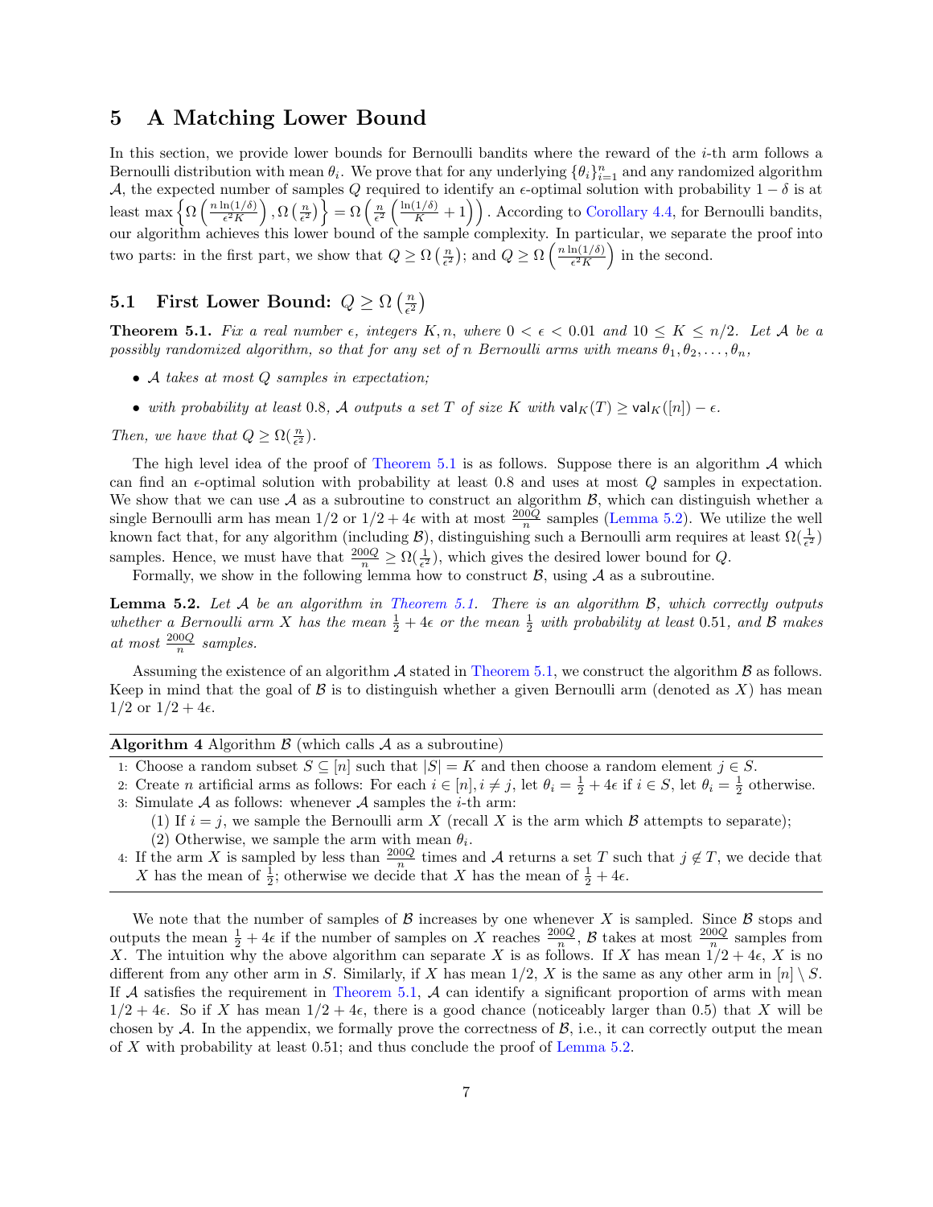## 5 A Matching Lower Bound

In this section, we provide lower bounds for Bernoulli bandits where the reward of the $i$-th arm follows a Bernoulli distribution with mean $\theta_i$. We prove that for any underlying $\{\theta_i\}_{i=1}^n$ and any randomized algorithm $\mathcal{A}$, the expected number of samples $Q$ required to identify an $\epsilon$-optimal solution with probability $1-\delta$ is at least $\max\left\{\Omega\left(\frac{n\ln(1/\delta)}{\epsilon^2 K}\right), \Omega\left(\frac{n}{\epsilon^2}\right)\right\} = \Omega\left(\frac{n}{\epsilon^2}\left(\frac{\ln(1/\delta)}{K}+1\right)\right)$. According to Corollary 4.4, for Bernoulli bandits, our algorithm achieves this lower bound of the sample complexity. In particular, we separate the proof into two parts: in the first part, we show that $Q \geq \Omega\left(\frac{n}{\epsilon^2}\right)$; and $Q \geq \Omega\left(\frac{n\ln(1/\delta)}{\epsilon^2 K}\right)$ in the second.

### 5.1 First Lower Bound: $Q \geq \Omega\left(\frac{n}{\epsilon^2}\right)$

**Theorem 5.1.** *Fix a real number $\epsilon$, integers $K, n$, where $0 < \epsilon < 0.01$ and $10 \leq K \leq n/2$. Let $\mathcal{A}$ be a possibly randomized algorithm, so that for any set of $n$ Bernoulli arms with means $\theta_1, \theta_2, \ldots, \theta_n$,*

- *$\mathcal{A}$ takes at most $Q$ samples in expectation;*
- *with probability at least 0.8, $\mathcal{A}$ outputs a set $T$ of size $K$ with $\mathsf{val}_K(T) \geq \mathsf{val}_K([n]) - \epsilon$.*

*Then, we have that $Q \geq \Omega(\frac{n}{\epsilon^2})$.*

The high level idea of the proof of Theorem 5.1 is as follows. Suppose there is an algorithm $\mathcal{A}$ which can find an $\epsilon$-optimal solution with probability at least 0.8 and uses at most $Q$ samples in expectation. We show that we can use $\mathcal{A}$ as a subroutine to construct an algorithm $\mathcal{B}$, which can distinguish whether a single Bernoulli arm has mean $1/2$ or $1/2 + 4\epsilon$ with at most $\frac{200Q}{n}$ samples (Lemma 5.2). We utilize the well known fact that, for any algorithm (including $\mathcal{B}$), distinguishing such a Bernoulli arm requires at least $\Omega(\frac{1}{\epsilon^2})$ samples. Hence, we must have that $\frac{200Q}{n} \geq \Omega(\frac{1}{\epsilon^2})$, which gives the desired lower bound for $Q$.

Formally, we show in the following lemma how to construct $\mathcal{B}$, using $\mathcal{A}$ as a subroutine.

**Lemma 5.2.** *Let $\mathcal{A}$ be an algorithm in Theorem 5.1. There is an algorithm $\mathcal{B}$, which correctly outputs whether a Bernoulli arm $X$ has the mean $\frac{1}{2} + 4\epsilon$ or the mean $\frac{1}{2}$ with probability at least 0.51, and $\mathcal{B}$ makes at most $\frac{200Q}{n}$ samples.*

Assuming the existence of an algorithm $\mathcal{A}$ stated in Theorem 5.1, we construct the algorithm $\mathcal{B}$ as follows. Keep in mind that the goal of $\mathcal{B}$ is to distinguish whether a given Bernoulli arm (denoted as $X$) has mean $1/2$ or $1/2 + 4\epsilon$.

**Algorithm 4** Algorithm $\mathcal{B}$ (which calls $\mathcal{A}$ as a subroutine)

1: Choose a random subset $S \subseteq [n]$ such that $|S| = K$ and then choose a random element $j \in S$.
2: Create $n$ artificial arms as follows: For each $i \in [n], i \neq j$, let $\theta_i = \frac{1}{2} + 4\epsilon$ if $i \in S$, let $\theta_i = \frac{1}{2}$ otherwise.
3: Simulate $\mathcal{A}$ as follows: whenever $\mathcal{A}$ samples the $i$-th arm:
  (1) If $i = j$, we sample the Bernoulli arm $X$ (recall $X$ is the arm which $\mathcal{B}$ attempts to separate);
  (2) Otherwise, we sample the arm with mean $\theta_i$.
4: If the arm $X$ is sampled by less than $\frac{200Q}{n}$ times and $\mathcal{A}$ returns a set $T$ such that $j \notin T$, we decide that $X$ has the mean of $\frac{1}{2}$; otherwise we decide that $X$ has the mean of $\frac{1}{2} + 4\epsilon$.

We note that the number of samples of $\mathcal{B}$ increases by one whenever $X$ is sampled. Since $\mathcal{B}$ stops and outputs the mean $\frac{1}{2} + 4\epsilon$ if the number of samples on $X$ reaches $\frac{200Q}{n}$, $\mathcal{B}$ takes at most $\frac{200Q}{n}$ samples from $X$. The intuition why the above algorithm can separate $X$ is as follows. If $X$ has mean $1/2 + 4\epsilon$, $X$ is no different from any other arm in $S$. Similarly, if $X$ has mean $1/2$, $X$ is the same as any other arm in $[n] \setminus S$. If $\mathcal{A}$ satisfies the requirement in Theorem 5.1, $\mathcal{A}$ can identify a significant proportion of arms with mean $1/2 + 4\epsilon$. So if $X$ has mean $1/2 + 4\epsilon$, there is a good chance (noticeably larger than 0.5) that $X$ will be chosen by $\mathcal{A}$. In the appendix, we formally prove the correctness of $\mathcal{B}$, i.e., it can correctly output the mean of $X$ with probability at least 0.51; and thus conclude the proof of Lemma 5.2.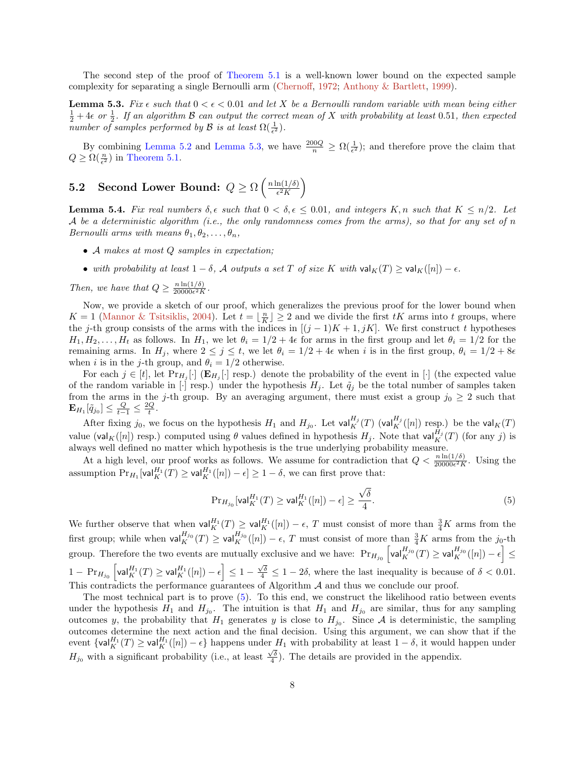The second step of the proof of Theorem 5.1 is a well-known lower bound on the expected sample complexity for separating a single Bernoulli arm (Chernoff, 1972; Anthony & Bartlett, 1999).

**Lemma 5.3.** *Fix $\epsilon$ such that $0 < \epsilon < 0.01$ and let $X$ be a Bernoulli random variable with mean being either $\frac{1}{2} + 4\epsilon$ or $\frac{1}{2}$. If an algorithm $\mathcal{B}$ can output the correct mean of $X$ with probability at least $0.51$, then expected number of samples performed by $\mathcal{B}$ is at least $\Omega(\frac{1}{\epsilon^2})$.*

By combining Lemma 5.2 and Lemma 5.3, we have $\frac{200Q}{n} \geq \Omega(\frac{1}{\epsilon^2})$; and therefore prove the claim that $Q \geq \Omega(\frac{n}{\epsilon^2})$ in Theorem 5.1.

## 5.2 Second Lower Bound: $Q \geq \Omega\left(\frac{n \ln(1/\delta)}{\epsilon^2 K}\right)$

**Lemma 5.4.** *Fix real numbers $\delta, \epsilon$ such that $0 < \delta, \epsilon \leq 0.01$, and integers $K, n$ such that $K \leq n/2$. Let $\mathcal{A}$ be a deterministic algorithm (i.e., the only randomness comes from the arms), so that for any set of $n$ Bernoulli arms with means $\theta_1, \theta_2, \ldots, \theta_n$,*

- *$\mathcal{A}$ makes at most $Q$ samples in expectation;*
- *with probability at least $1 - \delta$, $\mathcal{A}$ outputs a set $T$ of size $K$ with $\mathsf{val}_K(T) \geq \mathsf{val}_K([n]) - \epsilon$.*

*Then, we have that $Q \geq \frac{n \ln(1/\delta)}{20000\epsilon^2 K}$.*

Now, we provide a sketch of our proof, which generalizes the previous proof for the lower bound when $K = 1$ (Mannor & Tsitsiklis, 2004). Let $t = \lfloor \frac{n}{K} \rfloor \geq 2$ and we divide the first $tK$ arms into $t$ groups, where the $j$-th group consists of the arms with the indices in $[(j-1)K + 1, jK]$. We first construct $t$ hypotheses $H_1, H_2, \ldots, H_t$ as follows. In $H_1$, we let $\theta_i = 1/2 + 4\epsilon$ for arms in the first group and let $\theta_i = 1/2$ for the remaining arms. In $H_j$, where $2 \leq j \leq t$, we let $\theta_i = 1/2 + 4\epsilon$ when $i$ is in the first group, $\theta_i = 1/2 + 8\epsilon$ when $i$ is in the $j$-th group, and $\theta_i = 1/2$ otherwise.

For each $j \in [t]$, let $\Pr_{H_j}[\cdot]$ ($\mathbf{E}_{H_j}[\cdot]$ resp.) denote the probability of the event in $[\cdot]$ (the expected value of the random variable in $[\cdot]$ resp.) under the hypothesis $H_j$. Let $\tilde{q}_j$ be the total number of samples taken from the arms in the $j$-th group. By an averaging argument, there must exist a group $j_0 \geq 2$ such that $\mathbf{E}_{H_1}[\tilde{q}_{j_0}] \leq \frac{Q}{t-1} \leq \frac{2Q}{t}$.

After fixing $j_0$, we focus on the hypothesis $H_1$ and $H_{j_0}$. Let $\mathsf{val}_K^{H_j}(T)$ ($\mathsf{val}_K^{H_j}([n])$ resp.) be the $\mathsf{val}_K(T)$ value ($\mathsf{val}_K([n])$ resp.) computed using $\theta$ values defined in hypothesis $H_j$. Note that $\mathsf{val}_K^{H_j}(T)$ (for any $j$) is always well defined no matter which hypothesis is the true underlying probability measure.

At a high level, our proof works as follows. We assume for contradiction that $Q < \frac{n \ln(1/\delta)}{20000\epsilon^2 K}$. Using the assumption $\Pr_{H_1}[\mathsf{val}_K^{H_1}(T) \geq \mathsf{val}_K^{H_1}([n]) - \epsilon] \geq 1 - \delta$, we can first prove that:

$$\Pr_{H_{j_0}}[\mathsf{val}_K^{H_1}(T) \geq \mathsf{val}_K^{H_1}([n]) - \epsilon] \geq \frac{\sqrt{\delta}}{4}. \tag{5}$$

We further observe that when $\mathsf{val}_K^{H_1}(T) \geq \mathsf{val}_K^{H_1}([n]) - \epsilon$, $T$ must consist of more than $\frac{3}{4}K$ arms from the first group; while when $\mathsf{val}_K^{H_{j_0}}(T) \geq \mathsf{val}_K^{H_{j_0}}([n]) - \epsilon$, $T$ must consist of more than $\frac{3}{4}K$ arms from the $j_0$-th group. Therefore the two events are mutually exclusive and we have: $\Pr_{H_{j_0}}\left[\mathsf{val}_K^{H_{j_0}}(T) \geq \mathsf{val}_K^{H_{j_0}}([n]) - \epsilon\right] \leq 1 - \Pr_{H_{j_0}}\left[\mathsf{val}_K^{H_1}(T) \geq \mathsf{val}_K^{H_1}([n]) - \epsilon\right] \leq 1 - \frac{\sqrt{\delta}}{4} \leq 1 - 2\delta$, where the last inequality is because of $\delta < 0.01$. This contradicts the performance guarantees of Algorithm $\mathcal{A}$ and thus we conclude our proof.

The most technical part is to prove (5). To this end, we construct the likelihood ratio between events under the hypothesis $H_1$ and $H_{j_0}$. The intuition is that $H_1$ and $H_{j_0}$ are similar, thus for any sampling outcomes $y$, the probability that $H_1$ generates $y$ is close to $H_{j_0}$. Since $\mathcal{A}$ is deterministic, the sampling outcomes determine the next action and the final decision. Using this argument, we can show that if the event $\{\mathsf{val}_K^{H_1}(T) \geq \mathsf{val}_K^{H_1}([n]) - \epsilon\}$ happens under $H_1$ with probability at least $1 - \delta$, it would happen under $H_{j_0}$ with a significant probability (i.e., at least $\frac{\sqrt{\delta}}{4}$). The details are provided in the appendix.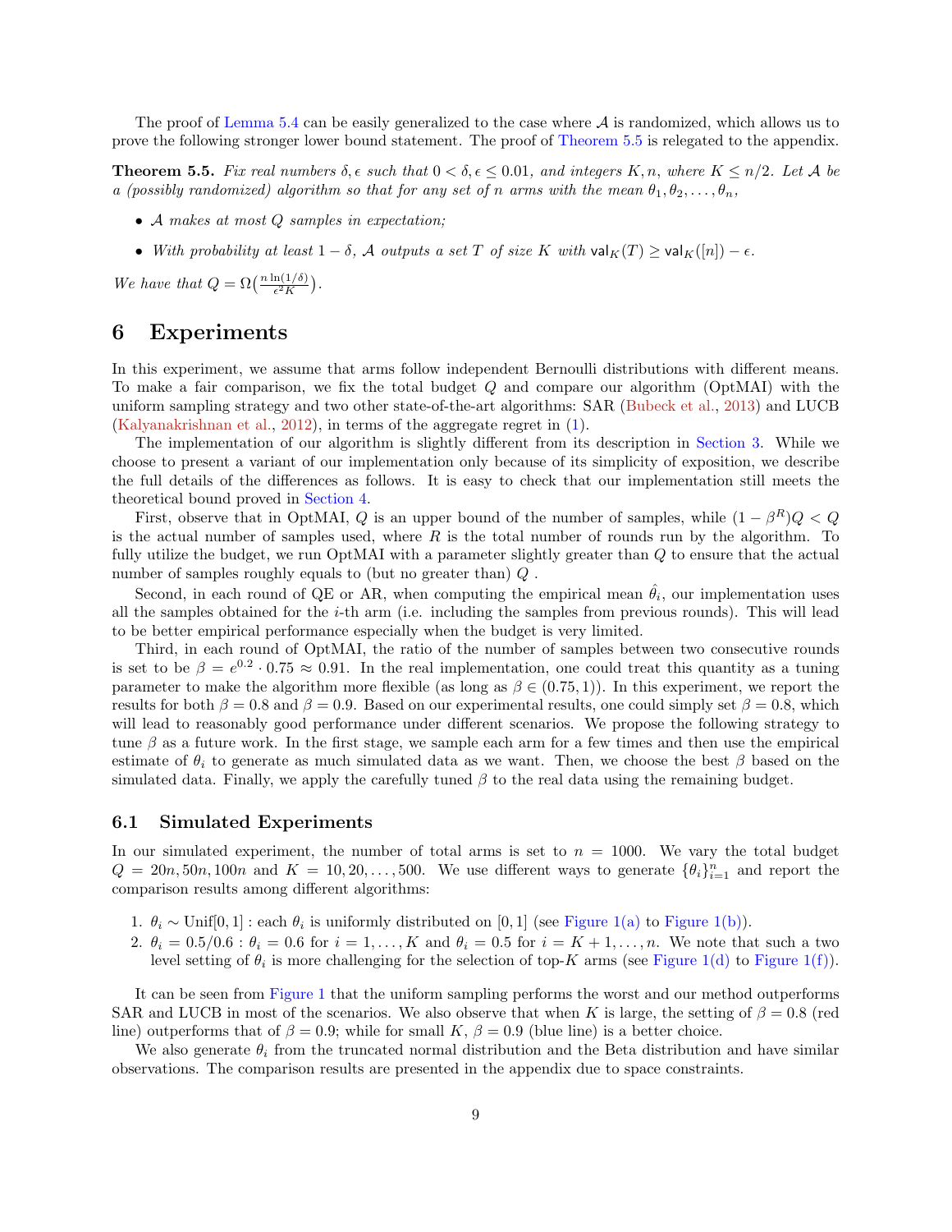The proof of Lemma 5.4 can be easily generalized to the case where $\mathcal{A}$ is randomized, which allows us to prove the following stronger lower bound statement. The proof of Theorem 5.5 is relegated to the appendix.

**Theorem 5.5.** *Fix real numbers $\delta, \epsilon$ such that $0 < \delta, \epsilon \leq 0.01$, and integers $K, n$, where $K \leq n/2$. Let $\mathcal{A}$ be a (possibly randomized) algorithm so that for any set of $n$ arms with the mean $\theta_1, \theta_2, \ldots, \theta_n$,*

- *$\mathcal{A}$ makes at most $Q$ samples in expectation;*
- *With probability at least $1 - \delta$, $\mathcal{A}$ outputs a set $T$ of size $K$ with $\mathsf{val}_K(T) \geq \mathsf{val}_K([n]) - \epsilon$.*

*We have that $Q = \Omega\big(\frac{n \ln(1/\delta)}{\epsilon^2 K}\big)$.*

# 6 Experiments

In this experiment, we assume that arms follow independent Bernoulli distributions with different means. To make a fair comparison, we fix the total budget $Q$ and compare our algorithm (OptMAI) with the uniform sampling strategy and two other state-of-the-art algorithms: SAR (Bubeck et al., 2013) and LUCB (Kalyanakrishnan et al., 2012), in terms of the aggregate regret in (1).

The implementation of our algorithm is slightly different from its description in Section 3. While we choose to present a variant of our implementation only because of its simplicity of exposition, we describe the full details of the differences as follows. It is easy to check that our implementation still meets the theoretical bound proved in Section 4.

First, observe that in OptMAI, $Q$ is an upper bound of the number of samples, while $(1 - \beta^R)Q < Q$ is the actual number of samples used, where $R$ is the total number of rounds run by the algorithm. To fully utilize the budget, we run OptMAI with a parameter slightly greater than $Q$ to ensure that the actual number of samples roughly equals to (but no greater than) $Q$ .

Second, in each round of QE or AR, when computing the empirical mean $\hat{\theta}_i$, our implementation uses all the samples obtained for the $i$-th arm (i.e. including the samples from previous rounds). This will lead to be better empirical performance especially when the budget is very limited.

Third, in each round of OptMAI, the ratio of the number of samples between two consecutive rounds is set to be $\beta = e^{0.2} \cdot 0.75 \approx 0.91$. In the real implementation, one could treat this quantity as a tuning parameter to make the algorithm more flexible (as long as $\beta \in (0.75, 1)$). In this experiment, we report the results for both $\beta = 0.8$ and $\beta = 0.9$. Based on our experimental results, one could simply set $\beta = 0.8$, which will lead to reasonably good performance under different scenarios. We propose the following strategy to tune $\beta$ as a future work. In the first stage, we sample each arm for a few times and then use the empirical estimate of $\theta_i$ to generate as much simulated data as we want. Then, we choose the best $\beta$ based on the simulated data. Finally, we apply the carefully tuned $\beta$ to the real data using the remaining budget.

## 6.1 Simulated Experiments

In our simulated experiment, the number of total arms is set to $n = 1000$. We vary the total budget $Q = 20n, 50n, 100n$ and $K = 10, 20, \ldots, 500$. We use different ways to generate $\{\theta_i\}_{i=1}^n$ and report the comparison results among different algorithms:

1. $\theta_i \sim \text{Unif}[0, 1]$ : each $\theta_i$ is uniformly distributed on $[0, 1]$ (see Figure 1(a) to Figure 1(b)).
2. $\theta_i = 0.5/0.6$ : $\theta_i = 0.6$ for $i = 1, \ldots, K$ and $\theta_i = 0.5$ for $i = K + 1, \ldots, n$. We note that such a two level setting of $\theta_i$ is more challenging for the selection of top-$K$ arms (see Figure 1(d) to Figure 1(f)).

It can be seen from Figure 1 that the uniform sampling performs the worst and our method outperforms SAR and LUCB in most of the scenarios. We also observe that when $K$ is large, the setting of $\beta = 0.8$ (red line) outperforms that of $\beta = 0.9$; while for small $K$, $\beta = 0.9$ (blue line) is a better choice.

We also generate $\theta_i$ from the truncated normal distribution and the Beta distribution and have similar observations. The comparison results are presented in the appendix due to space constraints.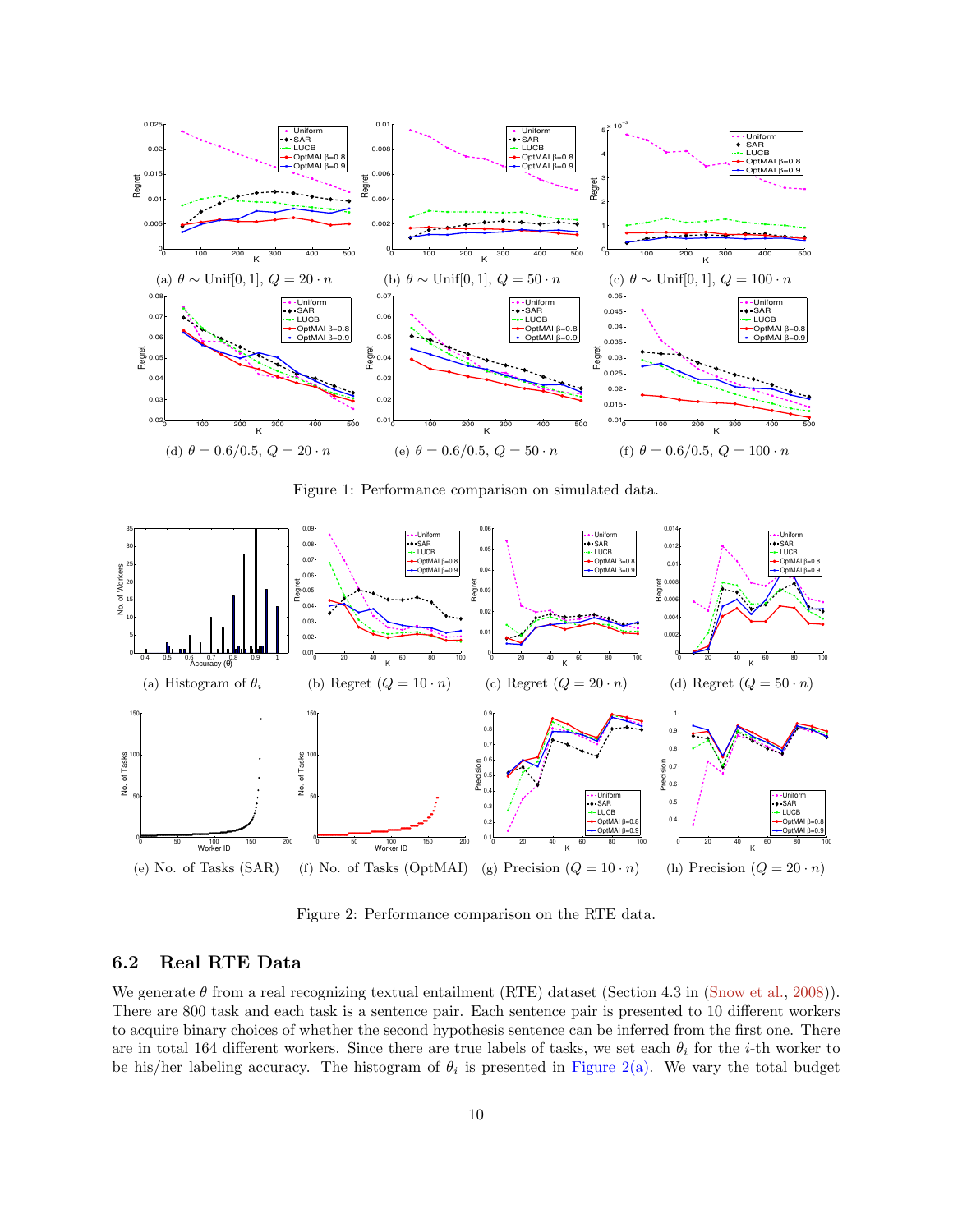(a) $\theta \sim \text{Unif}[0,1]$, $Q = 20 \cdot n$ (b) $\theta \sim \text{Unif}[0,1]$, $Q = 50 \cdot n$ (c) $\theta \sim \text{Unif}[0,1]$, $Q = 100 \cdot n$

(d) $\theta = 0.6/0.5$, $Q = 20 \cdot n$ (e) $\theta = 0.6/0.5$, $Q = 50 \cdot n$ (f) $\theta = 0.6/0.5$, $Q = 100 \cdot n$

Figure 1: Performance comparison on simulated data.

(a) Histogram of $\theta_i$ (b) Regret ($Q = 10 \cdot n$) (c) Regret ($Q = 20 \cdot n$) (d) Regret ($Q = 50 \cdot n$)

(e) No. of Tasks (SAR) (f) No. of Tasks (OptMAI) (g) Precision ($Q = 10 \cdot n$) (h) Precision ($Q = 20 \cdot n$)

Figure 2: Performance comparison on the RTE data.

### 6.2 Real RTE Data

We generate $\theta$ from a real recognizing textual entailment (RTE) dataset (Section 4.3 in (Snow et al., 2008)). There are 800 task and each task is a sentence pair. Each sentence pair is presented to 10 different workers to acquire binary choices of whether the second hypothesis sentence can be inferred from the first one. There are in total 164 different workers. Since there are true labels of tasks, we set each $\theta_i$ for the $i$-th worker to be his/her labeling accuracy. The histogram of $\theta_i$ is presented in Figure 2(a). We vary the total budget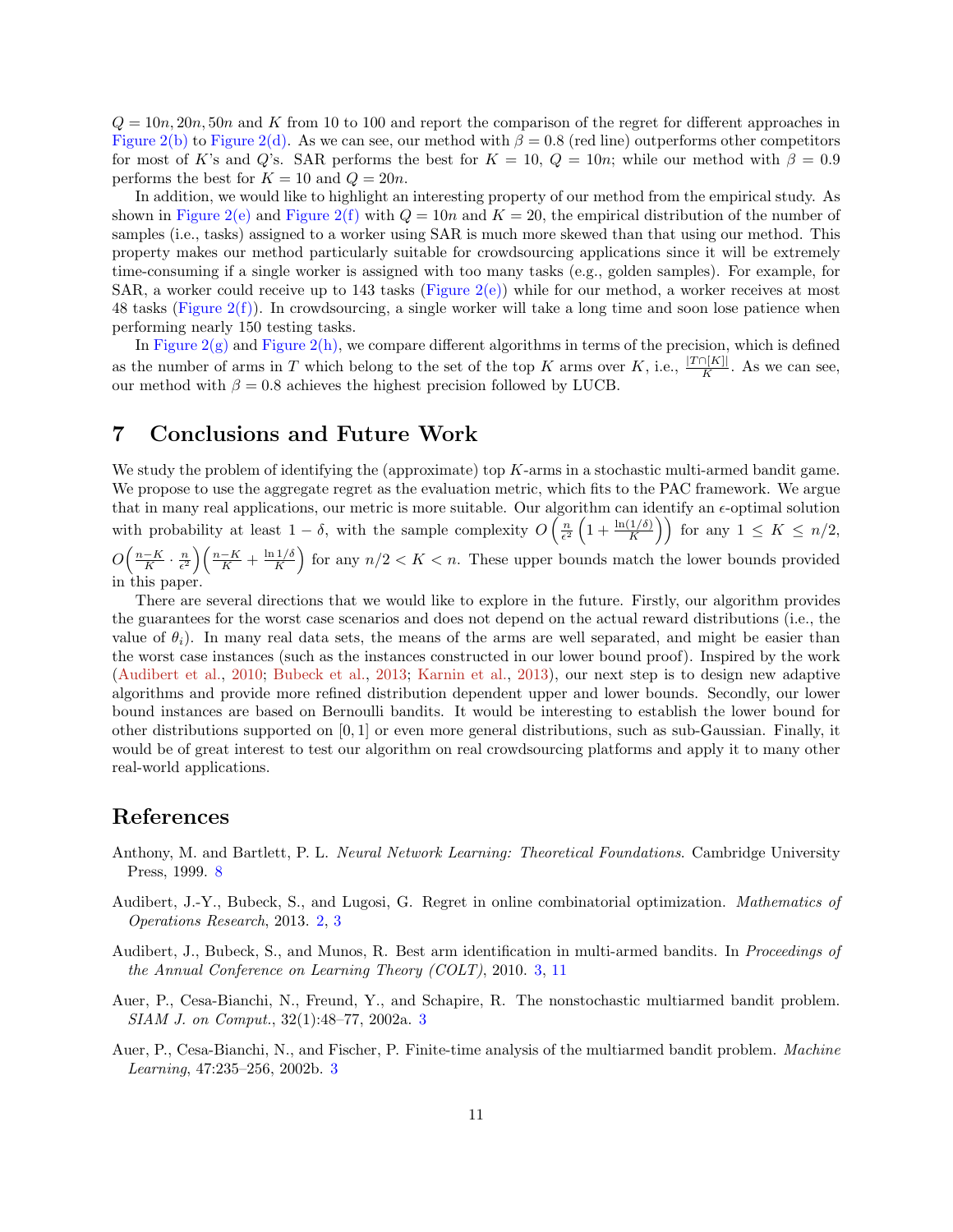$Q = 10n, 20n, 50n$ and $K$ from 10 to 100 and report the comparison of the regret for different approaches in Figure 2(b) to Figure 2(d). As we can see, our method with $\beta = 0.8$ (red line) outperforms other competitors for most of $K$'s and $Q$'s. SAR performs the best for $K = 10$, $Q = 10n$; while our method with $\beta = 0.9$ performs the best for $K = 10$ and $Q = 20n$.

In addition, we would like to highlight an interesting property of our method from the empirical study. As shown in Figure 2(e) and Figure 2(f) with $Q = 10n$ and $K = 20$, the empirical distribution of the number of samples (i.e., tasks) assigned to a worker using SAR is much more skewed than that using our method. This property makes our method particularly suitable for crowdsourcing applications since it will be extremely time-consuming if a single worker is assigned with too many tasks (e.g., golden samples). For example, for SAR, a worker could receive up to 143 tasks (Figure 2(e)) while for our method, a worker receives at most 48 tasks (Figure 2(f)). In crowdsourcing, a single worker will take a long time and soon lose patience when performing nearly 150 testing tasks.

In Figure 2(g) and Figure 2(h), we compare different algorithms in terms of the precision, which is defined as the number of arms in $T$ which belong to the set of the top $K$ arms over $K$, i.e., $\frac{|T \cap [K]|}{K}$. As we can see, our method with $\beta = 0.8$ achieves the highest precision followed by LUCB.

# 7 Conclusions and Future Work

We study the problem of identifying the (approximate) top $K$-arms in a stochastic multi-armed bandit game. We propose to use the aggregate regret as the evaluation metric, which fits to the PAC framework. We argue that in many real applications, our metric is more suitable. Our algorithm can identify an $\epsilon$-optimal solution with probability at least $1 - \delta$, with the sample complexity $O\left(\frac{n}{\epsilon^2}\left(1 + \frac{\ln(1/\delta)}{K}\right)\right)$ for any $1 \le K \le n/2$, $O\left(\frac{n-K}{K} \cdot \frac{n}{\epsilon^2}\right)\left(\frac{n-K}{K} + \frac{\ln 1/\delta}{K}\right)$ for any $n/2 < K < n$. These upper bounds match the lower bounds provided in this paper.

There are several directions that we would like to explore in the future. Firstly, our algorithm provides the guarantees for the worst case scenarios and does not depend on the actual reward distributions (i.e., the value of $\theta_i$). In many real data sets, the means of the arms are well separated, and might be easier than the worst case instances (such as the instances constructed in our lower bound proof). Inspired by the work (Audibert et al., 2010; Bubeck et al., 2013; Karnin et al., 2013), our next step is to design new adaptive algorithms and provide more refined distribution dependent upper and lower bounds. Secondly, our lower bound instances are based on Bernoulli bandits. It would be interesting to establish the lower bound for other distributions supported on $[0, 1]$ or even more general distributions, such as sub-Gaussian. Finally, it would be of great interest to test our algorithm on real crowdsourcing platforms and apply it to many other real-world applications.

# References

Anthony, M. and Bartlett, P. L. *Neural Network Learning: Theoretical Foundations*. Cambridge University Press, 1999. 8

Audibert, J.-Y., Bubeck, S., and Lugosi, G. Regret in online combinatorial optimization. *Mathematics of Operations Research*, 2013. 2, 3

Audibert, J., Bubeck, S., and Munos, R. Best arm identification in multi-armed bandits. In *Proceedings of the Annual Conference on Learning Theory (COLT)*, 2010. 3, 11

Auer, P., Cesa-Bianchi, N., Freund, Y., and Schapire, R. The nonstochastic multiarmed bandit problem. *SIAM J. on Comput.*, 32(1):48–77, 2002a. 3

Auer, P., Cesa-Bianchi, N., and Fischer, P. Finite-time analysis of the multiarmed bandit problem. *Machine Learning*, 47:235–256, 2002b. 3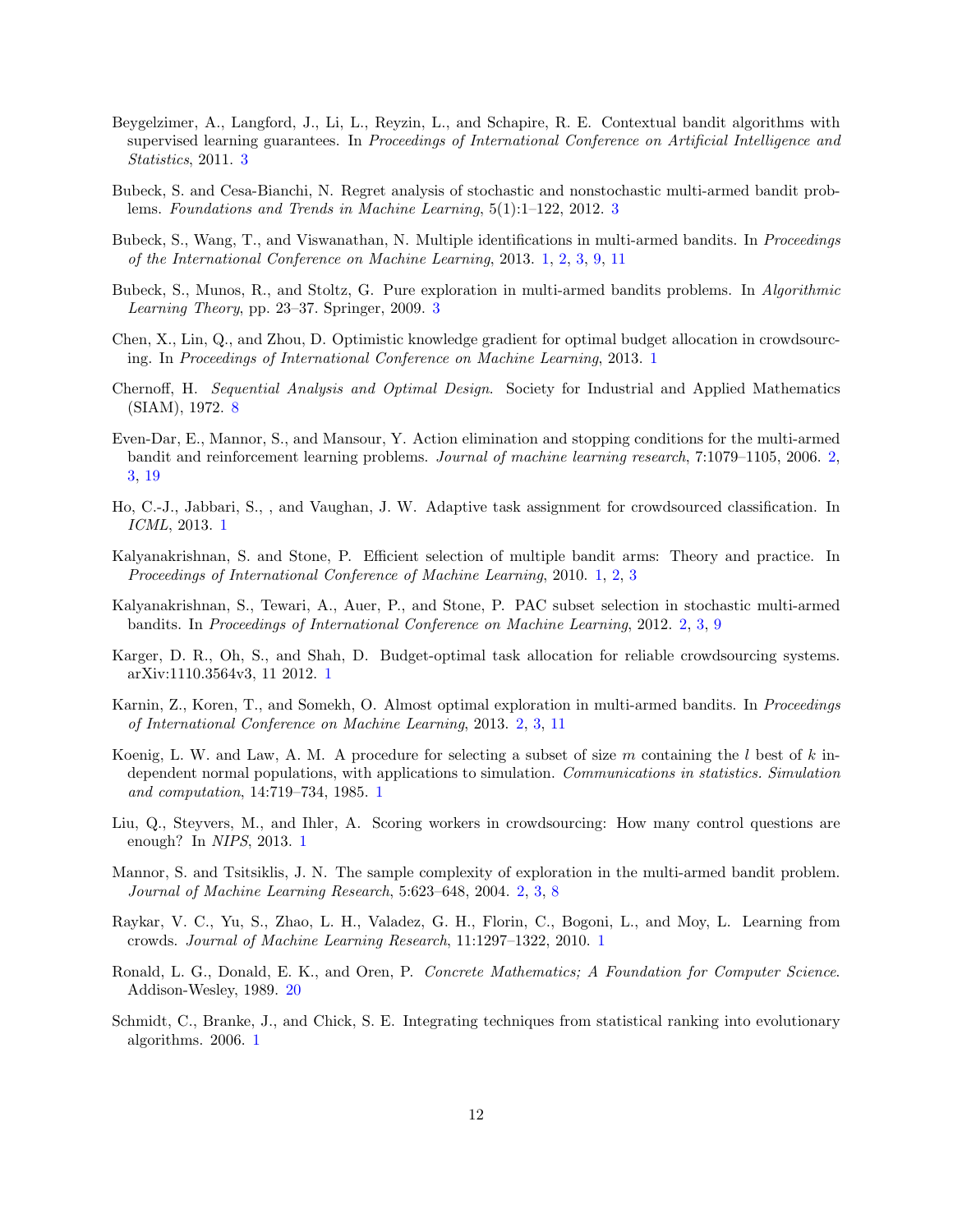Beygelzimer, A., Langford, J., Li, L., Reyzin, L., and Schapire, R. E. Contextual bandit algorithms with supervised learning guarantees. In *Proceedings of International Conference on Artificial Intelligence and Statistics*, 2011. 3

Bubeck, S. and Cesa-Bianchi, N. Regret analysis of stochastic and nonstochastic multi-armed bandit problems. *Foundations and Trends in Machine Learning*, 5(1):1–122, 2012. 3

Bubeck, S., Wang, T., and Viswanathan, N. Multiple identifications in multi-armed bandits. In *Proceedings of the International Conference on Machine Learning*, 2013. 1, 2, 3, 9, 11

Bubeck, S., Munos, R., and Stoltz, G. Pure exploration in multi-armed bandits problems. In *Algorithmic Learning Theory*, pp. 23–37. Springer, 2009. 3

Chen, X., Lin, Q., and Zhou, D. Optimistic knowledge gradient for optimal budget allocation in crowdsourcing. In *Proceedings of International Conference on Machine Learning*, 2013. 1

Chernoff, H. *Sequential Analysis and Optimal Design*. Society for Industrial and Applied Mathematics (SIAM), 1972. 8

Even-Dar, E., Mannor, S., and Mansour, Y. Action elimination and stopping conditions for the multi-armed bandit and reinforcement learning problems. *Journal of machine learning research*, 7:1079–1105, 2006. 2, 3, 19

Ho, C.-J., Jabbari, S., , and Vaughan, J. W. Adaptive task assignment for crowdsourced classification. In *ICML*, 2013. 1

Kalyanakrishnan, S. and Stone, P. Efficient selection of multiple bandit arms: Theory and practice. In *Proceedings of International Conference of Machine Learning*, 2010. 1, 2, 3

Kalyanakrishnan, S., Tewari, A., Auer, P., and Stone, P. PAC subset selection in stochastic multi-armed bandits. In *Proceedings of International Conference on Machine Learning*, 2012. 2, 3, 9

Karger, D. R., Oh, S., and Shah, D. Budget-optimal task allocation for reliable crowdsourcing systems. arXiv:1110.3564v3, 11 2012. 1

Karnin, Z., Koren, T., and Somekh, O. Almost optimal exploration in multi-armed bandits. In *Proceedings of International Conference on Machine Learning*, 2013. 2, 3, 11

Koenig, L. W. and Law, A. M. A procedure for selecting a subset of size $m$ containing the $l$ best of $k$ independent normal populations, with applications to simulation. *Communications in statistics. Simulation and computation*, 14:719–734, 1985. 1

Liu, Q., Steyvers, M., and Ihler, A. Scoring workers in crowdsourcing: How many control questions are enough? In *NIPS*, 2013. 1

Mannor, S. and Tsitsiklis, J. N. The sample complexity of exploration in the multi-armed bandit problem. *Journal of Machine Learning Research*, 5:623–648, 2004. 2, 3, 8

Raykar, V. C., Yu, S., Zhao, L. H., Valadez, G. H., Florin, C., Bogoni, L., and Moy, L. Learning from crowds. *Journal of Machine Learning Research*, 11:1297–1322, 2010. 1

Ronald, L. G., Donald, E. K., and Oren, P. *Concrete Mathematics; A Foundation for Computer Science*. Addison-Wesley, 1989. 20

Schmidt, C., Branke, J., and Chick, S. E. Integrating techniques from statistical ranking into evolutionary algorithms. 2006. 1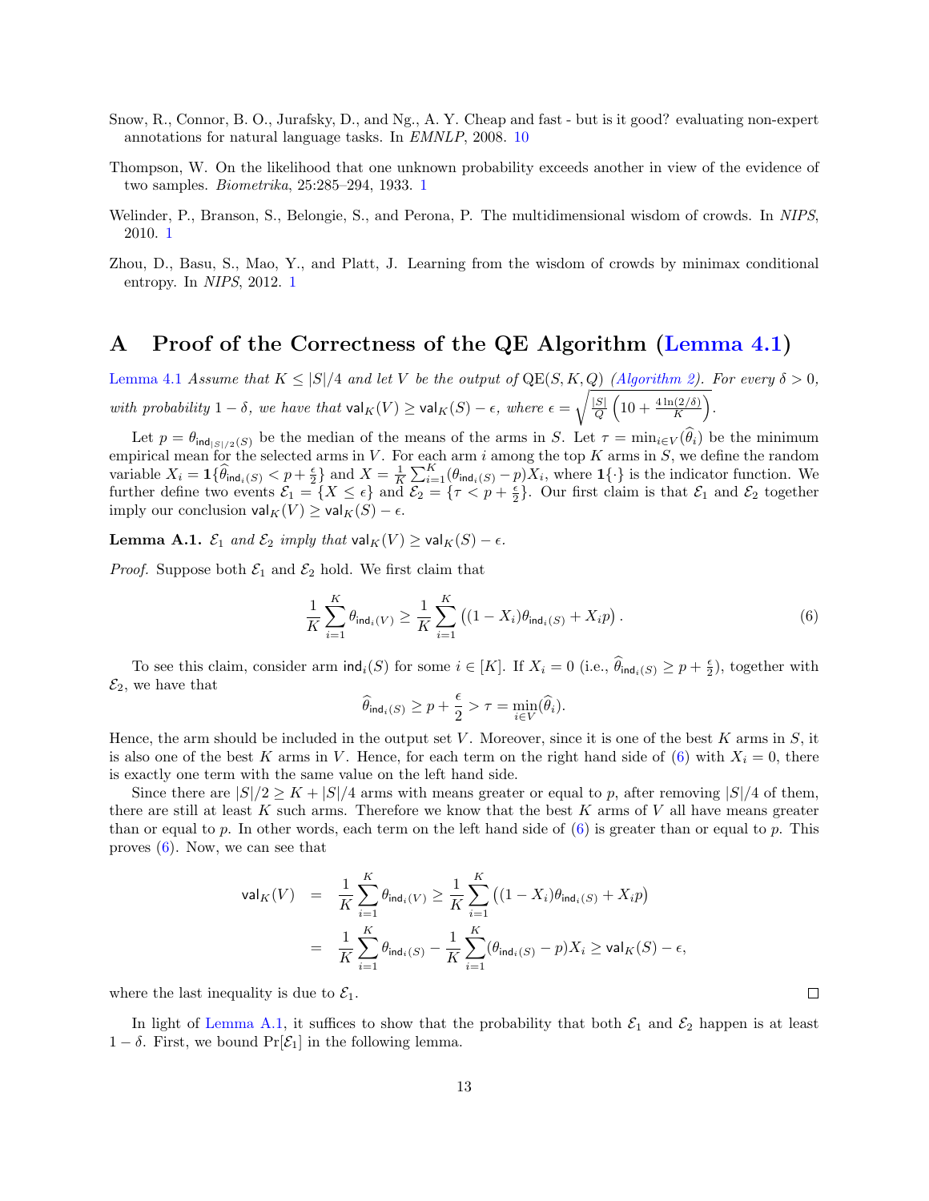Snow, R., Connor, B. O., Jurafsky, D., and Ng., A. Y. Cheap and fast - but is it good? evaluating non-expert annotations for natural language tasks. In *EMNLP*, 2008. 10

Thompson, W. On the likelihood that one unknown probability exceeds another in view of the evidence of two samples. *Biometrika*, 25:285–294, 1933. 1

Welinder, P., Branson, S., Belongie, S., and Perona, P. The multidimensional wisdom of crowds. In *NIPS*, 2010. 1

Zhou, D., Basu, S., Mao, Y., and Platt, J. Learning from the wisdom of crowds by minimax conditional entropy. In *NIPS*, 2012. 1

# A Proof of the Correctness of the QE Algorithm (Lemma 4.1)

Lemma 4.1 *Assume that $K \le |S|/4$ and let $V$ be the output of* $\mathrm{QE}(S, K, Q)$ *(Algorithm 2). For every $\delta > 0$, with probability $1-\delta$, we have that $\mathsf{val}_K(V) \ge \mathsf{val}_K(S) - \epsilon$, where $\epsilon = \sqrt{\frac{|S|}{Q}\left(10 + \frac{4\ln(2/\delta)}{K}\right)}$.*

Let $p = \theta_{\mathsf{ind}_{|S|/2}(S)}$ be the median of the means of the arms in $S$. Let $\tau = \min_{i\in V}(\widehat{\theta}_i)$ be the minimum empirical mean for the selected arms in $V$. For each arm $i$ among the top $K$ arms in $S$, we define the random variable $X_i = \mathbf{1}\{\widehat{\theta}_{\mathsf{ind}_i(S)} < p + \frac{\epsilon}{2}\}$ and $X = \frac{1}{K}\sum_{i=1}^{K}(\theta_{\mathsf{ind}_i(S)} - p)X_i$, where $\mathbf{1}\{\cdot\}$ is the indicator function. We further define two events $\mathcal{E}_1 = \{X \le \epsilon\}$ and $\mathcal{E}_2 = \{\tau < p + \frac{\epsilon}{2}\}$. Our first claim is that $\mathcal{E}_1$ and $\mathcal{E}_2$ together imply our conclusion $\mathsf{val}_K(V) \ge \mathsf{val}_K(S) - \epsilon$.

**Lemma A.1.** *$\mathcal{E}_1$ and $\mathcal{E}_2$ imply that $\mathsf{val}_K(V) \ge \mathsf{val}_K(S) - \epsilon$.*

*Proof.* Suppose both $\mathcal{E}_1$ and $\mathcal{E}_2$ hold. We first claim that

$$\frac{1}{K}\sum_{i=1}^{K}\theta_{\mathsf{ind}_i(V)} \ge \frac{1}{K}\sum_{i=1}^{K}\left((1-X_i)\theta_{\mathsf{ind}_i(S)} + X_i p\right). \tag{6}$$

To see this claim, consider arm $\mathsf{ind}_i(S)$ for some $i \in [K]$. If $X_i = 0$ (i.e., $\widehat{\theta}_{\mathsf{ind}_i(S)} \ge p + \frac{\epsilon}{2}$), together with $\mathcal{E}_2$, we have that

$$\widehat{\theta}_{\mathsf{ind}_i(S)} \ge p + \frac{\epsilon}{2} > \tau = \min_{i\in V}(\widehat{\theta}_i).$$

Hence, the arm should be included in the output set $V$. Moreover, since it is one of the best $K$ arms in $S$, it is also one of the best $K$ arms in $V$. Hence, for each term on the right hand side of (6) with $X_i = 0$, there is exactly one term with the same value on the left hand side.

Since there are $|S|/2 \ge K + |S|/4$ arms with means greater or equal to $p$, after removing $|S|/4$ of them, there are still at least $K$ such arms. Therefore we know that the best $K$ arms of $V$ all have means greater than or equal to $p$. In other words, each term on the left hand side of (6) is greater than or equal to $p$. This proves (6). Now, we can see that

$$\begin{aligned}
\mathsf{val}_K(V) &= \frac{1}{K}\sum_{i=1}^{K}\theta_{\mathsf{ind}_i(V)} \ge \frac{1}{K}\sum_{i=1}^{K}\left((1-X_i)\theta_{\mathsf{ind}_i(S)} + X_i p\right) \\
&= \frac{1}{K}\sum_{i=1}^{K}\theta_{\mathsf{ind}_i(S)} - \frac{1}{K}\sum_{i=1}^{K}(\theta_{\mathsf{ind}_i(S)} - p)X_i \ge \mathsf{val}_K(S) - \epsilon,
\end{aligned}$$

where the last inequality is due to $\mathcal{E}_1$. $\square$

In light of Lemma A.1, it suffices to show that the probability that both $\mathcal{E}_1$ and $\mathcal{E}_2$ happen is at least $1-\delta$. First, we bound $\Pr[\mathcal{E}_1]$ in the following lemma.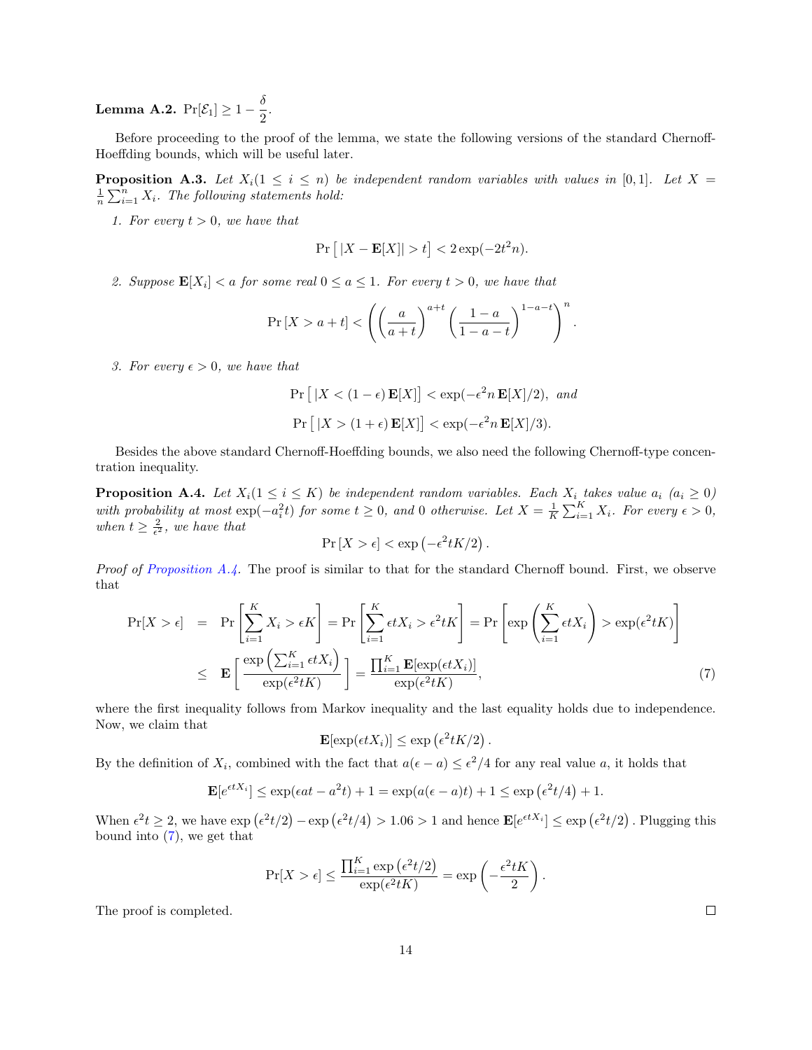**Lemma A.2.** $\Pr[\mathcal{E}_1] \geq 1 - \dfrac{\delta}{2}$.

Before proceeding to the proof of the lemma, we state the following versions of the standard Chernoff-Hoeffding bounds, which will be useful later.

**Proposition A.3.** *Let $X_i (1 \leq i \leq n)$ be independent random variables with values in $[0, 1]$. Let $X = \frac{1}{n}\sum_{i=1}^{n} X_i$. The following statements hold:*

1. *For every $t > 0$, we have that*
$$\Pr\left[\, |X - \mathbf{E}[X]| > t \right] < 2\exp(-2t^2 n).$$

2. *Suppose $\mathbf{E}[X_i] < a$ for some real $0 \leq a \leq 1$. For every $t > 0$, we have that*
$$\Pr\left[X > a + t\right] < \left(\left(\frac{a}{a+t}\right)^{a+t}\left(\frac{1-a}{1-a-t}\right)^{1-a-t}\right)^{n}.$$

3. *For every $\epsilon > 0$, we have that*
$$\Pr\left[\, |X < (1-\epsilon)\,\mathbf{E}[X]\right] < \exp(-\epsilon^2 n\,\mathbf{E}[X]/2), \text{ and}$$
$$\Pr\left[\, |X > (1+\epsilon)\,\mathbf{E}[X]\right] < \exp(-\epsilon^2 n\,\mathbf{E}[X]/3).$$

Besides the above standard Chernoff-Hoeffding bounds, we also need the following Chernoff-type concentration inequality.

**Proposition A.4.** *Let $X_i (1 \leq i \leq K)$ be independent random variables. Each $X_i$ takes value $a_i$ ($a_i \geq 0$) with probability at most $\exp(-a_i^2 t)$ for some $t \geq 0$, and $0$ otherwise. Let $X = \frac{1}{K}\sum_{i=1}^{K} X_i$. For every $\epsilon > 0$, when $t \geq \frac{2}{\epsilon^2}$, we have that*
$$\Pr\left[X > \epsilon\right] < \exp\left(-\epsilon^2 t K/2\right).$$

*Proof of Proposition A.4.* The proof is similar to that for the standard Chernoff bound. First, we observe that

$$\begin{aligned}
\Pr[X > \epsilon] &= \Pr\left[\sum_{i=1}^{K} X_i > \epsilon K\right] = \Pr\left[\sum_{i=1}^{K} \epsilon t X_i > \epsilon^2 t K\right] = \Pr\left[\exp\left(\sum_{i=1}^{K} \epsilon t X_i\right) > \exp(\epsilon^2 t K)\right] \\
&\leq \mathbf{E}\left[\frac{\exp\left(\sum_{i=1}^{K} \epsilon t X_i\right)}{\exp(\epsilon^2 t K)}\right] = \frac{\prod_{i=1}^{K} \mathbf{E}[\exp(\epsilon t X_i)]}{\exp(\epsilon^2 t K)},
\end{aligned} \tag{7}$$

where the first inequality follows from Markov inequality and the last equality holds due to independence. Now, we claim that
$$\mathbf{E}[\exp(\epsilon t X_i)] \leq \exp\left(\epsilon^2 t K/2\right).$$

By the definition of $X_i$, combined with the fact that $a(\epsilon - a) \leq \epsilon^2/4$ for any real value $a$, it holds that
$$\mathbf{E}[e^{\epsilon t X_i}] \leq \exp(\epsilon a t - a^2 t) + 1 = \exp(a(\epsilon - a)t) + 1 \leq \exp\left(\epsilon^2 t/4\right) + 1.$$

When $\epsilon^2 t \geq 2$, we have $\exp\left(\epsilon^2 t/2\right) - \exp\left(\epsilon^2 t/4\right) > 1.06 > 1$ and hence $\mathbf{E}[e^{\epsilon t X_i}] \leq \exp\left(\epsilon^2 t/2\right)$. Plugging this bound into (7), we get that
$$\Pr[X > \epsilon] \leq \frac{\prod_{i=1}^{K} \exp\left(\epsilon^2 t/2\right)}{\exp(\epsilon^2 t K)} = \exp\left(-\frac{\epsilon^2 t K}{2}\right).$$

The proof is completed. $\square$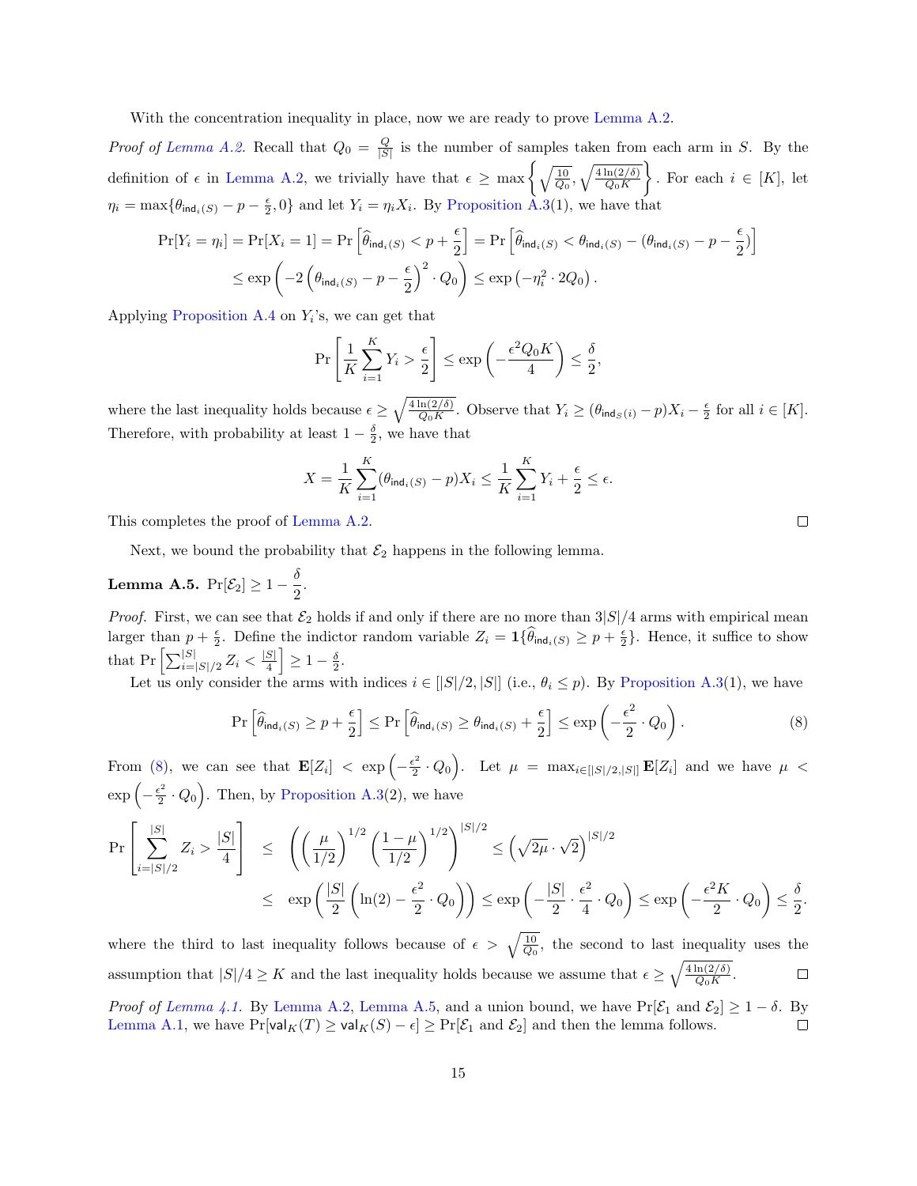With the concentration inequality in place, now we are ready to prove Lemma A.2.

*Proof of Lemma A.2.* Recall that $Q_0 = \frac{Q}{|S|}$ is the number of samples taken from each arm in $S$. By the definition of $\epsilon$ in Lemma A.2, we trivially have that $\epsilon \geq \max\left\{\sqrt{\frac{10}{Q_0}}, \sqrt{\frac{4\ln(2/\delta)}{Q_0 K}}\right\}$. For each $i \in [K]$, let $\eta_i = \max\{\theta_{\mathsf{ind}_i(S)} - p - \frac{\epsilon}{2}, 0\}$ and let $Y_i = \eta_i X_i$. By Proposition A.3(1), we have that

$$\Pr[Y_i = \eta_i] = \Pr[X_i = 1] = \Pr\left[\widehat{\theta}_{\mathsf{ind}_i(S)} < p + \frac{\epsilon}{2}\right] = \Pr\left[\widehat{\theta}_{\mathsf{ind}_i(S)} < \theta_{\mathsf{ind}_i(S)} - (\theta_{\mathsf{ind}_i(S)} - p - \frac{\epsilon}{2})\right]$$
$$\leq \exp\left(-2\left(\theta_{\mathsf{ind}_i(S)} - p - \frac{\epsilon}{2}\right)^2 \cdot Q_0\right) \leq \exp\left(-\eta_i^2 \cdot 2Q_0\right).$$

Applying Proposition A.4 on $Y_i$'s, we can get that

$$\Pr\left[\frac{1}{K}\sum_{i=1}^{K} Y_i > \frac{\epsilon}{2}\right] \leq \exp\left(-\frac{\epsilon^2 Q_0 K}{4}\right) \leq \frac{\delta}{2},$$

where the last inequality holds because $\epsilon \geq \sqrt{\frac{4\ln(2/\delta)}{Q_0 K}}$. Observe that $Y_i \geq (\theta_{\mathsf{ind}_S(i)} - p)X_i - \frac{\epsilon}{2}$ for all $i \in [K]$. Therefore, with probability at least $1 - \frac{\delta}{2}$, we have that

$$X = \frac{1}{K}\sum_{i=1}^{K}(\theta_{\mathsf{ind}_i(S)} - p)X_i \leq \frac{1}{K}\sum_{i=1}^{K} Y_i + \frac{\epsilon}{2} \leq \epsilon.$$

This completes the proof of Lemma A.2. □

Next, we bound the probability that $\mathcal{E}_2$ happens in the following lemma.

**Lemma A.5.** $\Pr[\mathcal{E}_2] \geq 1 - \dfrac{\delta}{2}$.

*Proof.* First, we can see that $\mathcal{E}_2$ holds if and only if there are no more than $3|S|/4$ arms with empirical mean larger than $p + \frac{\epsilon}{2}$. Define the indictor random variable $Z_i = \mathbf{1}\{\widehat{\theta}_{\mathsf{ind}_i(S)} \geq p + \frac{\epsilon}{2}\}$. Hence, it suffice to show that $\Pr\left[\sum_{i=|S|/2}^{|S|} Z_i < \frac{|S|}{4}\right] \geq 1 - \frac{\delta}{2}$.

Let us only consider the arms with indices $i \in [|S|/2, |S|]$ (i.e., $\theta_i \leq p$). By Proposition A.3(1), we have

$$\Pr\left[\widehat{\theta}_{\mathsf{ind}_i(S)} \geq p + \frac{\epsilon}{2}\right] \leq \Pr\left[\widehat{\theta}_{\mathsf{ind}_i(S)} \geq \theta_{\mathsf{ind}_i(S)} + \frac{\epsilon}{2}\right] \leq \exp\left(-\frac{\epsilon^2}{2} \cdot Q_0\right). \tag{8}$$

From (8), we can see that $\mathbf{E}[Z_i] < \exp\left(-\frac{\epsilon^2}{2} \cdot Q_0\right)$. Let $\mu = \max_{i \in [|S|/2, |S|]} \mathbf{E}[Z_i]$ and we have $\mu < \exp\left(-\frac{\epsilon^2}{2} \cdot Q_0\right)$. Then, by Proposition A.3(2), we have

$$\Pr\left[\sum_{i=|S|/2}^{|S|} Z_i > \frac{|S|}{4}\right] \leq \left(\left(\frac{\mu}{1/2}\right)^{1/2}\left(\frac{1-\mu}{1/2}\right)^{1/2}\right)^{|S|/2} \leq \left(\sqrt{2\mu} \cdot \sqrt{2}\right)^{|S|/2}$$
$$\leq \exp\left(\frac{|S|}{2}\left(\ln(2) - \frac{\epsilon^2}{2} \cdot Q_0\right)\right) \leq \exp\left(-\frac{|S|}{2} \cdot \frac{\epsilon^2}{4} \cdot Q_0\right) \leq \exp\left(-\frac{\epsilon^2 K}{2} \cdot Q_0\right) \leq \frac{\delta}{2}.$$

where the third to last inequality follows because of $\epsilon > \sqrt{\frac{10}{Q_0}}$, the second to last inequality uses the assumption that $|S|/4 \geq K$ and the last inequality holds because we assume that $\epsilon \geq \sqrt{\frac{4\ln(2/\delta)}{Q_0 K}}$. □

*Proof of Lemma 4.1.* By Lemma A.2, Lemma A.5, and a union bound, we have $\Pr[\mathcal{E}_1 \text{ and } \mathcal{E}_2] \geq 1 - \delta$. By Lemma A.1, we have $\Pr[\mathsf{val}_K(T) \geq \mathsf{val}_K(S) - \epsilon] \geq \Pr[\mathcal{E}_1 \text{ and } \mathcal{E}_2]$ and then the lemma follows. □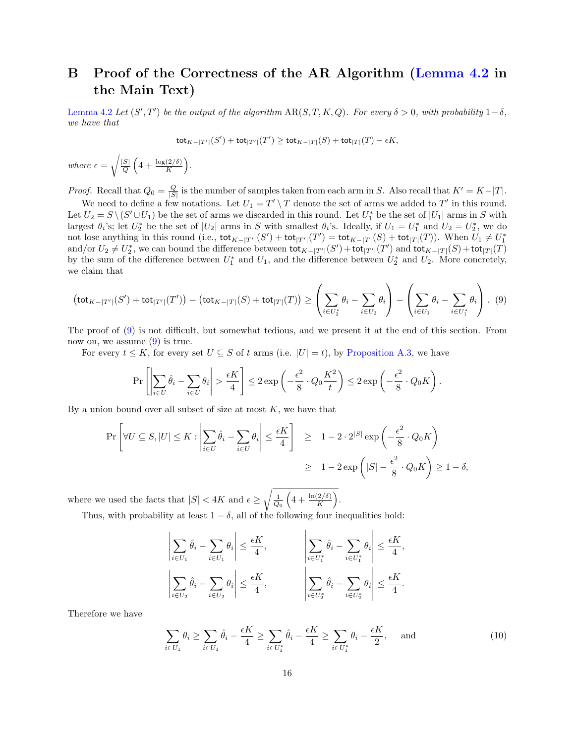# B Proof of the Correctness of the AR Algorithm (Lemma 4.2 in the Main Text)

Lemma 4.2 *Let $(S', T')$ be the output of the algorithm $\mathrm{AR}(S, T, K, Q)$. For every $\delta > 0$, with probability $1-\delta$, we have that*

$$\mathsf{tot}_{K-|T'|}(S') + \mathsf{tot}_{|T'|}(T') \geq \mathsf{tot}_{K-|T|}(S) + \mathsf{tot}_{|T|}(T) - \epsilon K,$$

*where* $\epsilon = \sqrt{\frac{|S|}{Q}\left(4 + \frac{\log(2/\delta)}{K}\right)}$.

*Proof.* Recall that $Q_0 = \frac{Q}{|S|}$ is the number of samples taken from each arm in $S$. Also recall that $K' = K - |T|$.

We need to define a few notations. Let $U_1 = T' \setminus T$ denote the set of arms we added to $T'$ in this round. Let $U_2 = S \setminus (S' \cup U_1)$ be the set of arms we discarded in this round. Let $U_1^*$ be the set of $|U_1|$ arms in $S$ with largest $\theta_i$'s; let $U_2^*$ be the set of $|U_2|$ arms in $S$ with smallest $\theta_i$'s. Ideally, if $U_1 = U_1^*$ and $U_2 = U_2^*$, we do not lose anything in this round (i.e., $\mathsf{tot}_{K-|T'|}(S') + \mathsf{tot}_{|T'|}(T') = \mathsf{tot}_{K-|T|}(S) + \mathsf{tot}_{|T|}(T)$). When $U_1 \neq U_1^*$ and/or $U_2 \neq U_2^*$, we can bound the difference between $\mathsf{tot}_{K-|T'|}(S') + \mathsf{tot}_{|T'|}(T')$ and $\mathsf{tot}_{K-|T|}(S) + \mathsf{tot}_{|T|}(T)$ by the sum of the difference between $U_1^*$ and $U_1$, and the difference between $U_2^*$ and $U_2$. More concretely, we claim that

$$\left(\mathsf{tot}_{K-|T'|}(S') + \mathsf{tot}_{|T'|}(T')\right) - \left(\mathsf{tot}_{K-|T|}(S) + \mathsf{tot}_{|T|}(T)\right) \geq \left(\sum_{i \in U_2^*} \theta_i - \sum_{i \in U_2} \theta_i\right) - \left(\sum_{i \in U_1} \theta_i - \sum_{i \in U_1^*} \theta_i\right). \quad (9)$$

The proof of (9) is not difficult, but somewhat tedious, and we present it at the end of this section. From now on, we assume (9) is true.

For every $t \leq K$, for every set $U \subseteq S$ of $t$ arms (i.e. $|U| = t$), by Proposition A.3, we have

$$\Pr\left[\left|\sum_{i \in U} \hat{\theta}_i - \sum_{i \in U} \theta_i\right| > \frac{\epsilon K}{4}\right] \leq 2 \exp\left(-\frac{\epsilon^2}{8} \cdot Q_0 \frac{K^2}{t}\right) \leq 2 \exp\left(-\frac{\epsilon^2}{8} \cdot Q_0 K\right).$$

By a union bound over all subset of size at most $K$, we have that

$$\begin{aligned}
\Pr\left[\forall U \subseteq S, |U| \leq K : \left|\sum_{i \in U} \hat{\theta}_i - \sum_{i \in U} \theta_i\right| \leq \frac{\epsilon K}{4}\right] &\geq 1 - 2 \cdot 2^{|S|} \exp\left(-\frac{\epsilon^2}{8} \cdot Q_0 K\right) \\
&\geq 1 - 2 \exp\left(|S| - \frac{\epsilon^2}{8} \cdot Q_0 K\right) \geq 1 - \delta,
\end{aligned}$$

where we used the facts that $|S| < 4K$ and $\epsilon \geq \sqrt{\frac{1}{Q_0}\left(4 + \frac{\ln(2/\delta)}{K}\right)}$.

Thus, with probability at least $1 - \delta$, all of the following four inequalities hold:

$$\left|\sum_{i \in U_1} \hat{\theta}_i - \sum_{i \in U_1} \theta_i\right| \leq \frac{\epsilon K}{4}, \qquad \left|\sum_{i \in U_1^*} \hat{\theta}_i - \sum_{i \in U_1^*} \theta_i\right| \leq \frac{\epsilon K}{4},$$

$$\left|\sum_{i \in U_2} \hat{\theta}_i - \sum_{i \in U_2} \theta_i\right| \leq \frac{\epsilon K}{4}, \qquad \left|\sum_{i \in U_2^*} \hat{\theta}_i - \sum_{i \in U_2^*} \theta_i\right| \leq \frac{\epsilon K}{4}.$$

Therefore we have

$$\sum_{i \in U_1} \theta_i \geq \sum_{i \in U_1} \hat{\theta}_i - \frac{\epsilon K}{4} \geq \sum_{i \in U_1^*} \hat{\theta}_i - \frac{\epsilon K}{4} \geq \sum_{i \in U_1^*} \theta_i - \frac{\epsilon K}{2}, \quad \text{and} \quad (10)$$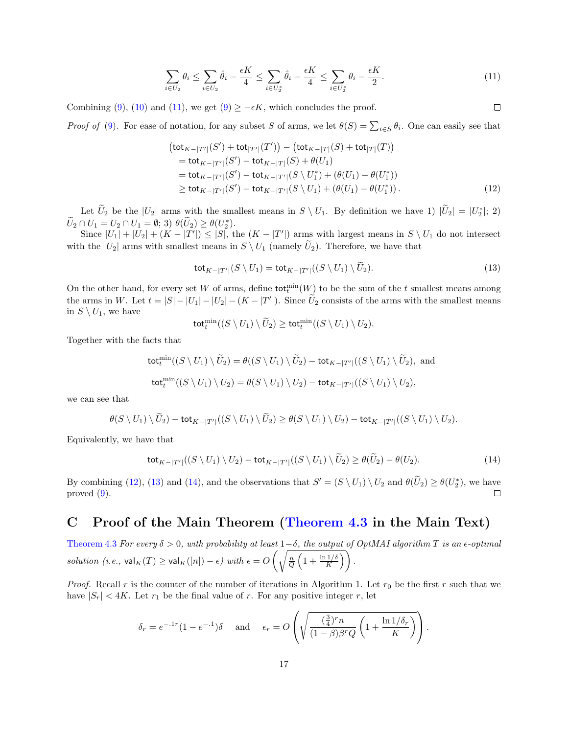$$\sum_{i \in U_2} \theta_i \leq \sum_{i \in U_2} \hat{\theta}_i - \frac{\epsilon K}{4} \leq \sum_{i \in U_2^*} \hat{\theta}_i - \frac{\epsilon K}{4} \leq \sum_{i \in U_2^*} \theta_i - \frac{\epsilon K}{2}. \tag{11}$$

Combining (9), (10) and (11), we get (9) $\geq -\epsilon K$, which concludes the proof. ◻

*Proof of* (9). For ease of notation, for any subset $S$ of arms, we let $\theta(S) = \sum_{i \in S} \theta_i$. One can easily see that

$$\begin{aligned}
&\left(\mathsf{tot}_{K-|T'|}(S') + \mathsf{tot}_{|T'|}(T')\right) - \left(\mathsf{tot}_{K-|T|}(S) + \mathsf{tot}_{|T|}(T)\right) \\
&\quad = \mathsf{tot}_{K-|T'|}(S') - \mathsf{tot}_{K-|T|}(S) + \theta(U_1) \\
&\quad = \mathsf{tot}_{K-|T'|}(S') - \mathsf{tot}_{K-|T'|}(S \setminus U_1^*) + (\theta(U_1) - \theta(U_1^*)) \\
&\quad \geq \mathsf{tot}_{K-|T'|}(S') - \mathsf{tot}_{K-|T'|}(S \setminus U_1) + (\theta(U_1) - \theta(U_1^*)) \,.
\end{aligned} \tag{12}$$

Let $\widetilde{U}_2$ be the $|U_2|$ arms with the smallest means in $S \setminus U_1$. By definition we have 1) $|\widetilde{U}_2| = |U_2^*|$; 2) $\widetilde{U}_2 \cap U_1 = U_2 \cap U_1 = \emptyset$; 3) $\theta(\widetilde{U}_2) \geq \theta(U_2^*)$.

Since $|U_1| + |U_2| + (K - |T'|) \leq |S|$, the $(K - |T'|)$ arms with largest means in $S \setminus U_1$ do not intersect with the $|U_2|$ arms with smallest means in $S \setminus U_1$ (namely $\widetilde{U}_2$). Therefore, we have that

$$\mathsf{tot}_{K-|T'|}(S \setminus U_1) = \mathsf{tot}_{K-|T'|}((S \setminus U_1) \setminus \widetilde{U}_2). \tag{13}$$

On the other hand, for every set $W$ of arms, define $\mathsf{tot}_t^{\min}(W)$ to be the sum of the $t$ smallest means among the arms in $W$. Let $t = |S| - |U_1| - |U_2| - (K - |T'|)$. Since $\widetilde{U}_2$ consists of the arms with the smallest means in $S \setminus U_1$, we have

$$\mathsf{tot}_t^{\min}((S \setminus U_1) \setminus \widetilde{U}_2) \geq \mathsf{tot}_t^{\min}((S \setminus U_1) \setminus U_2).$$

Together with the facts that

$$\mathsf{tot}_t^{\min}((S \setminus U_1) \setminus \widetilde{U}_2) = \theta((S \setminus U_1) \setminus \widetilde{U}_2) - \mathsf{tot}_{K-|T'|}((S \setminus U_1) \setminus \widetilde{U}_2), \text{ and}$$

$$\mathsf{tot}_t^{\min}((S \setminus U_1) \setminus U_2) = \theta(S \setminus U_1) \setminus U_2) - \mathsf{tot}_{K-|T'|}((S \setminus U_1) \setminus U_2),$$

we can see that

$$\theta(S \setminus U_1) \setminus \widetilde{U}_2) - \mathsf{tot}_{K-|T'|}((S \setminus U_1) \setminus \widetilde{U}_2) \geq \theta(S \setminus U_1) \setminus U_2) - \mathsf{tot}_{K-|T'|}((S \setminus U_1) \setminus U_2).$$

Equivalently, we have that

$$\mathsf{tot}_{K-|T'|}((S \setminus U_1) \setminus U_2) - \mathsf{tot}_{K-|T'|}((S \setminus U_1) \setminus \widetilde{U}_2) \geq \theta(\widetilde{U}_2) - \theta(U_2). \tag{14}$$

By combining (12), (13) and (14), and the observations that $S' = (S \setminus U_1) \setminus U_2$ and $\theta(\widetilde{U}_2) \geq \theta(U_2^*)$, we have proved (9). ◻

# C Proof of the Main Theorem (Theorem 4.3 in the Main Text)

Theorem 4.3 *For every $\delta > 0$, with probability at least $1-\delta$, the output of OptMAI algorithm $T$ is an $\epsilon$-optimal solution (i.e., $\mathsf{val}_K(T) \geq \mathsf{val}_K([n]) - \epsilon$) with $\epsilon = O\left(\sqrt{\frac{n}{Q}\left(1 + \frac{\ln 1/\delta}{K}\right)}\right)$.*

*Proof.* Recall $r$ is the counter of the number of iterations in Algorithm 1. Let $r_0$ be the first $r$ such that we have $|S_r| < 4K$. Let $r_1$ be the final value of $r$. For any positive integer $r$, let

$$\delta_r = e^{-.1r}(1 - e^{-.1})\delta \quad \text{ and } \quad \epsilon_r = O\left(\sqrt{\frac{(\frac{3}{4})^r n}{(1-\beta)\beta^r Q}\left(1 + \frac{\ln 1/\delta_r}{K}\right)}\right).$$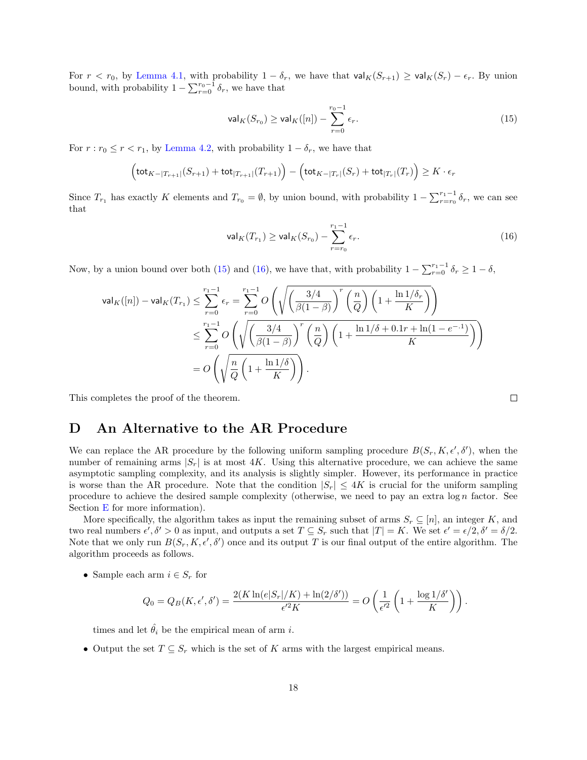For $r < r_0$, by Lemma 4.1, with probability $1 - \delta_r$, we have that $\mathsf{val}_K(S_{r+1}) \geq \mathsf{val}_K(S_r) - \epsilon_r$. By union bound, with probability $1 - \sum_{r=0}^{r_0-1} \delta_r$, we have that

$$\mathsf{val}_K(S_{r_0}) \geq \mathsf{val}_K([n]) - \sum_{r=0}^{r_0-1} \epsilon_r. \tag{15}$$

For $r : r_0 \leq r < r_1$, by Lemma 4.2, with probability $1 - \delta_r$, we have that

$$\left(\mathsf{tot}_{K-|T_{r+1}|}(S_{r+1}) + \mathsf{tot}_{|T_{r+1}|}(T_{r+1})\right) - \left(\mathsf{tot}_{K-|T_r|}(S_r) + \mathsf{tot}_{|T_r|}(T_r)\right) \geq K \cdot \epsilon_r$$

Since $T_{r_1}$ has exactly $K$ elements and $T_{r_0} = \emptyset$, by union bound, with probability $1 - \sum_{r=r_0}^{r_1-1} \delta_r$, we can see that

$$\mathsf{val}_K(T_{r_1}) \geq \mathsf{val}_K(S_{r_0}) - \sum_{r=r_0}^{r_1-1} \epsilon_r. \tag{16}$$

Now, by a union bound over both (15) and (16), we have that, with probability $1 - \sum_{r=0}^{r_1-1} \delta_r \geq 1 - \delta$,

$$\begin{aligned}
\mathsf{val}_K([n]) - \mathsf{val}_K(T_{r_1}) &\leq \sum_{r=0}^{r_1-1} \epsilon_r = \sum_{r=0}^{r_1-1} O\left(\sqrt{\left(\frac{3/4}{\beta(1-\beta)}\right)^r \left(\frac{n}{Q}\right)\left(1 + \frac{\ln 1/\delta_r}{K}\right)}\right) \\
&\leq \sum_{r=0}^{r_1-1} O\left(\sqrt{\left(\frac{3/4}{\beta(1-\beta)}\right)^r \left(\frac{n}{Q}\right)\left(1 + \frac{\ln 1/\delta + 0.1r + \ln(1-e^{-.1})}{K}\right)}\right) \\
&= O\left(\sqrt{\frac{n}{Q}\left(1 + \frac{\ln 1/\delta}{K}\right)}\right).
\end{aligned}$$

This completes the proof of the theorem. □

# D An Alternative to the AR Procedure

We can replace the AR procedure by the following uniform sampling procedure $B(S_r, K, \epsilon', \delta')$, when the number of remaining arms $|S_r|$ is at most $4K$. Using this alternative procedure, we can achieve the same asymptotic sampling complexity, and its analysis is slightly simpler. However, its performance in practice is worse than the AR procedure. Note that the condition $|S_r| \leq 4K$ is crucial for the uniform sampling procedure to achieve the desired sample complexity (otherwise, we need to pay an extra $\log n$ factor. See Section E for more information).

More specifically, the algorithm takes as input the remaining subset of arms $S_r \subseteq [n]$, an integer $K$, and two real numbers $\epsilon', \delta' > 0$ as input, and outputs a set $T \subseteq S_r$ such that $|T| = K$. We set $\epsilon' = \epsilon/2, \delta' = \delta/2$. Note that we only run $B(S_r, K, \epsilon', \delta')$ once and its output $T$ is our final output of the entire algorithm. The algorithm proceeds as follows.

- Sample each arm $i \in S_r$ for

$$Q_0 = Q_B(K, \epsilon', \delta') = \frac{2(K \ln(e|S_r|/K) + \ln(2/\delta'))}{\epsilon'^2 K} = O\left(\frac{1}{\epsilon'^2}\left(1 + \frac{\log 1/\delta'}{K}\right)\right).$$

  times and let $\hat{\theta}_i$ be the empirical mean of arm $i$.

- Output the set $T \subseteq S_r$ which is the set of $K$ arms with the largest empirical means.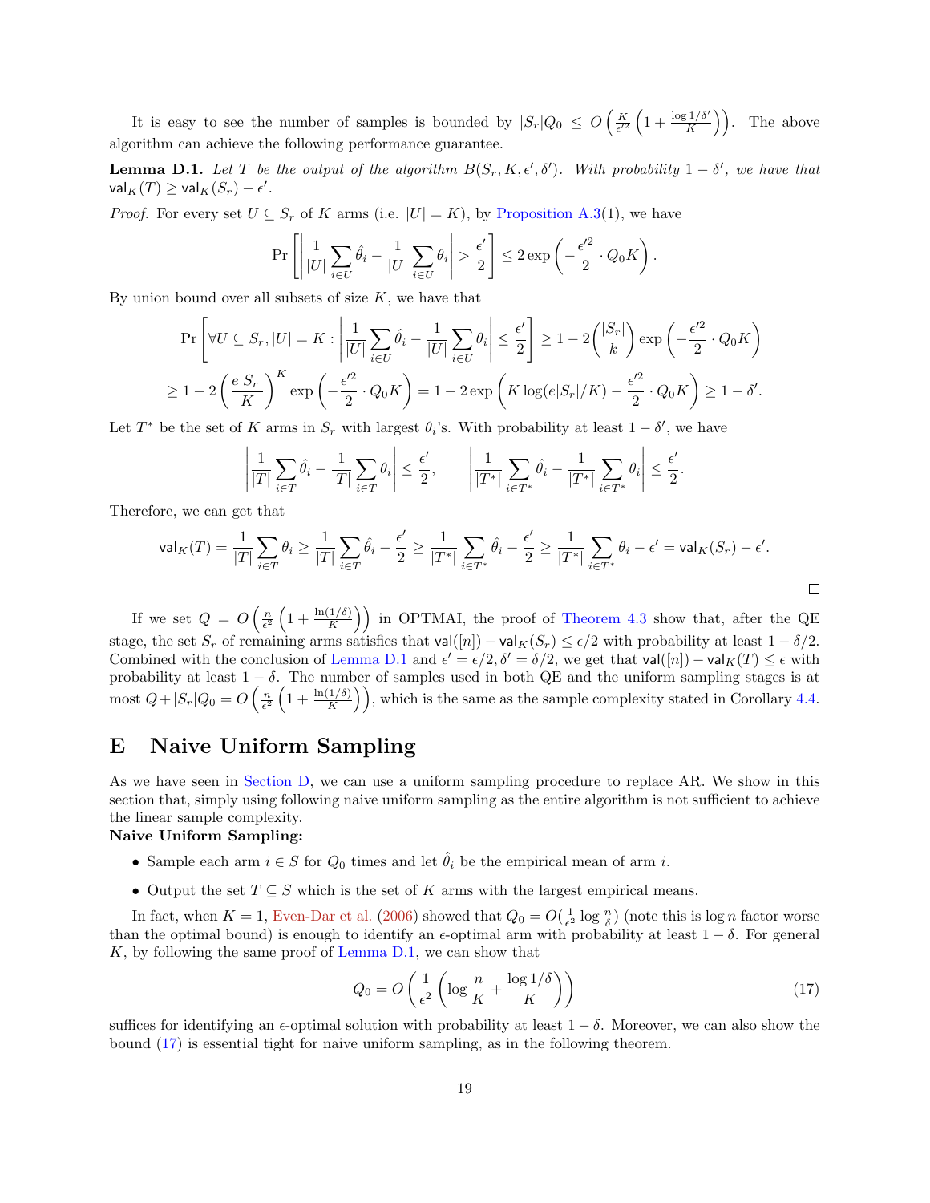It is easy to see the number of samples is bounded by $|S_r|Q_0 \le O\left(\frac{K}{\epsilon'^2}\left(1 + \frac{\log 1/\delta'}{K}\right)\right)$. The above algorithm can achieve the following performance guarantee.

**Lemma D.1.** *Let $T$ be the output of the algorithm $B(S_r, K, \epsilon', \delta')$. With probability $1-\delta'$, we have that $\mathsf{val}_K(T) \ge \mathsf{val}_K(S_r) - \epsilon'$.*

*Proof.* For every set $U \subseteq S_r$ of $K$ arms (i.e. $|U| = K$), by Proposition A.3(1), we have

$$\Pr\left[\left|\frac{1}{|U|}\sum_{i\in U}\hat{\theta}_i - \frac{1}{|U|}\sum_{i\in U}\theta_i\right| > \frac{\epsilon'}{2}\right] \le 2\exp\left(-\frac{\epsilon'^2}{2}\cdot Q_0 K\right).$$

By union bound over all subsets of size $K$, we have that

$$\Pr\left[\forall U \subseteq S_r, |U| = K : \left|\frac{1}{|U|}\sum_{i\in U}\hat{\theta}_i - \frac{1}{|U|}\sum_{i\in U}\theta_i\right| \le \frac{\epsilon'}{2}\right] \ge 1 - 2\binom{|S_r|}{k}\exp\left(-\frac{\epsilon'^2}{2}\cdot Q_0 K\right)$$

$$\ge 1 - 2\left(\frac{e|S_r|}{K}\right)^K \exp\left(-\frac{\epsilon'^2}{2}\cdot Q_0 K\right) = 1 - 2\exp\left(K\log(e|S_r|/K) - \frac{\epsilon'^2}{2}\cdot Q_0 K\right) \ge 1-\delta'.$$

Let $T^*$ be the set of $K$ arms in $S_r$ with largest $\theta_i$'s. With probability at least $1-\delta'$, we have

$$\left|\frac{1}{|T|}\sum_{i\in T}\hat{\theta}_i - \frac{1}{|T|}\sum_{i\in T}\theta_i\right| \le \frac{\epsilon'}{2}, \qquad \left|\frac{1}{|T^*|}\sum_{i\in T^*}\hat{\theta}_i - \frac{1}{|T^*|}\sum_{i\in T^*}\theta_i\right| \le \frac{\epsilon'}{2}.$$

Therefore, we can get that

$$\mathsf{val}_K(T) = \frac{1}{|T|}\sum_{i\in T}\theta_i \ge \frac{1}{|T|}\sum_{i\in T}\hat{\theta}_i - \frac{\epsilon'}{2} \ge \frac{1}{|T^*|}\sum_{i\in T^*}\hat{\theta}_i - \frac{\epsilon'}{2} \ge \frac{1}{|T^*|}\sum_{i\in T^*}\theta_i - \epsilon' = \mathsf{val}_K(S_r) - \epsilon'.$$

□

If we set $Q = O\left(\frac{n}{\epsilon^2}\left(1 + \frac{\ln(1/\delta)}{K}\right)\right)$ in OPTMAI, the proof of Theorem 4.3 show that, after the QE stage, the set $S_r$ of remaining arms satisfies that $\mathsf{val}([n]) - \mathsf{val}_K(S_r) \le \epsilon/2$ with probability at least $1-\delta/2$. Combined with the conclusion of Lemma D.1 and $\epsilon' = \epsilon/2, \delta' = \delta/2$, we get that $\mathsf{val}([n]) - \mathsf{val}_K(T) \le \epsilon$ with probability at least $1-\delta$. The number of samples used in both QE and the uniform sampling stages is at most $Q + |S_r|Q_0 = O\left(\frac{n}{\epsilon^2}\left(1 + \frac{\ln(1/\delta)}{K}\right)\right)$, which is the same as the sample complexity stated in Corollary 4.4.

# E Naive Uniform Sampling

As we have seen in Section D, we can use a uniform sampling procedure to replace AR. We show in this section that, simply using following naive uniform sampling as the entire algorithm is not sufficient to achieve the linear sample complexity.

**Naive Uniform Sampling:**

- Sample each arm $i \in S$ for $Q_0$ times and let $\hat{\theta}_i$ be the empirical mean of arm $i$.
- Output the set $T \subseteq S$ which is the set of $K$ arms with the largest empirical means.

In fact, when $K = 1$, Even-Dar et al. (2006) showed that $Q_0 = O(\frac{1}{\epsilon^2}\log\frac{n}{\delta})$ (note this is $\log n$ factor worse than the optimal bound) is enough to identify an $\epsilon$-optimal arm with probability at least $1-\delta$. For general $K$, by following the same proof of Lemma D.1, we can show that

$$Q_0 = O\left(\frac{1}{\epsilon^2}\left(\log\frac{n}{K} + \frac{\log 1/\delta}{K}\right)\right) \tag{17}$$

suffices for identifying an $\epsilon$-optimal solution with probability at least $1-\delta$. Moreover, we can also show the bound (17) is essential tight for naive uniform sampling, as in the following theorem.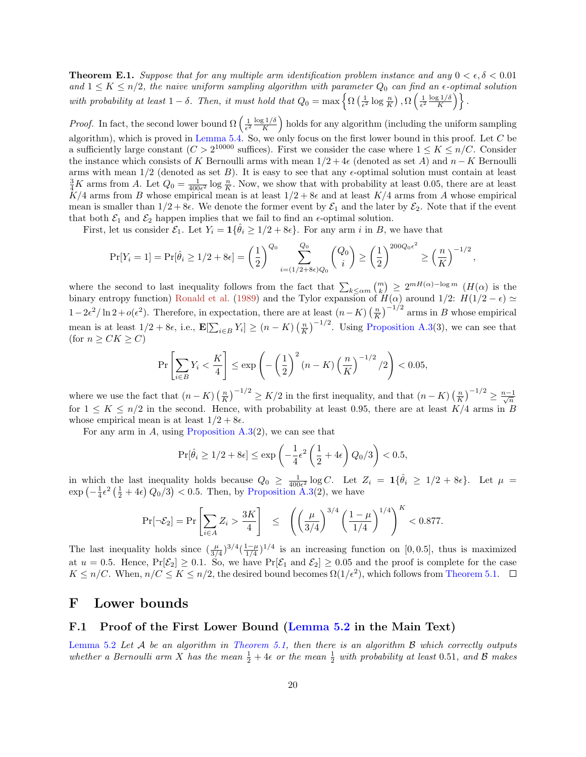**Theorem E.1.** *Suppose that for any multiple arm identification problem instance and any $0 < \epsilon, \delta < 0.01$ and $1 \le K \le n/2$, the naive uniform sampling algorithm with parameter $Q_0$ can find an $\epsilon$-optimal solution with probability at least $1 - \delta$. Then, it must hold that $Q_0 = \max\left\{\Omega\left(\frac{1}{\epsilon^2}\log\frac{n}{K}\right), \Omega\left(\frac{1}{\epsilon^2}\frac{\log 1/\delta}{K}\right)\right\}$.*

*Proof.* In fact, the second lower bound $\Omega\left(\frac{1}{\epsilon^2}\frac{\log 1/\delta}{K}\right)$ holds for any algorithm (including the uniform sampling algorithm), which is proved in Lemma 5.4. So, we only focus on the first lower bound in this proof. Let $C$ be a sufficiently large constant ($C > 2^{10000}$ suffices). First we consider the case where $1 \le K \le n/C$. Consider the instance which consists of $K$ Bernoulli arms with mean $1/2 + 4\epsilon$ (denoted as set $A$) and $n - K$ Bernoulli arms with mean $1/2$ (denoted as set $B$). It is easy to see that any $\epsilon$-optimal solution must contain at least $\frac{3}{4}K$ arms from $A$. Let $Q_0 = \frac{1}{400\epsilon^2}\log\frac{n}{K}$. Now, we show that with probability at least 0.05, there are at least $K/4$ arms from $B$ whose empirical mean is at least $1/2 + 8\epsilon$ and at least $K/4$ arms from $A$ whose empirical mean is smaller than $1/2 + 8\epsilon$. We denote the former event by $\mathcal{E}_1$ and the later by $\mathcal{E}_2$. Note that if the event that both $\mathcal{E}_1$ and $\mathcal{E}_2$ happen implies that we fail to find an $\epsilon$-optimal solution.

First, let us consider $\mathcal{E}_1$. Let $Y_i = \mathbf{1}\{\hat{\theta}_i \ge 1/2 + 8\epsilon\}$. For any arm $i$ in $B$, we have that

$$\Pr[Y_i = 1] = \Pr[\hat{\theta}_i \ge 1/2 + 8\epsilon] = \left(\frac{1}{2}\right)^{Q_0} \sum_{i=(1/2+8\epsilon)Q_0}^{Q_0} \binom{Q_0}{i} \ge \left(\frac{1}{2}\right)^{200Q_0\epsilon^2} \ge \left(\frac{n}{K}\right)^{-1/2},$$

where the second to last inequality follows from the fact that $\sum_{k \le \alpha m}\binom{m}{k} \ge 2^{mH(\alpha) - \log m}$ ($H(\alpha)$ is the binary entropy function) Ronald et al. (1989) and the Tylor expansion of $H(\alpha)$ around $1/2$: $H(1/2 - \epsilon) \simeq 1 - 2\epsilon^2/\ln 2 + o(\epsilon^2)$. Therefore, in expectation, there are at least $(n-K)\left(\frac{n}{K}\right)^{-1/2}$ arms in $B$ whose empirical mean is at least $1/2 + 8\epsilon$, i.e., $\mathbf{E}[\sum_{i \in B} Y_i] \ge (n-K)\left(\frac{n}{K}\right)^{-1/2}$. Using Proposition A.3(3), we can see that (for $n \ge CK \ge C$)

$$\Pr\left[\sum_{i \in B} Y_i < \frac{K}{4}\right] \le \exp\left(-\left(\frac{1}{2}\right)^2 (n-K)\left(\frac{n}{K}\right)^{-1/2}/2\right) < 0.05,$$

where we use the fact that $(n-K)\left(\frac{n}{K}\right)^{-1/2} \ge K/2$ in the first inequality, and that $(n-K)\left(\frac{n}{K}\right)^{-1/2} \ge \frac{n-1}{\sqrt{n}}$ for $1 \le K \le n/2$ in the second. Hence, with probability at least 0.95, there are at least $K/4$ arms in $B$ whose empirical mean is at least $1/2 + 8\epsilon$.

For any arm in $A$, using Proposition A.3(2), we can see that

$$\Pr[\hat{\theta}_i \ge 1/2 + 8\epsilon] \le \exp\left(-\frac{1}{4}\epsilon^2\left(\frac{1}{2} + 4\epsilon\right)Q_0/3\right) < 0.5,$$

in which the last inequality holds because $Q_0 \ge \frac{1}{400\epsilon^2}\log C$. Let $Z_i = \mathbf{1}\{\hat{\theta}_i \ge 1/2 + 8\epsilon\}$. Let $\mu = \exp\left(-\frac{1}{4}\epsilon^2\left(\frac{1}{2} + 4\epsilon\right)Q_0/3\right) < 0.5$. Then, by Proposition A.3(2), we have

$$\Pr[\neg\mathcal{E}_2] = \Pr\left[\sum_{i \in A} Z_i > \frac{3K}{4}\right] \le \left(\left(\frac{\mu}{3/4}\right)^{3/4}\left(\frac{1-\mu}{1/4}\right)^{1/4}\right)^K < 0.877.$$

The last inequality holds since $(\frac{\mu}{3/4})^{3/4}(\frac{1-\mu}{1/4})^{1/4}$ is an increasing function on $[0, 0.5]$, thus is maximized at $u = 0.5$. Hence, $\Pr[\mathcal{E}_2] \ge 0.1$. So, we have $\Pr[\mathcal{E}_1 \text{ and } \mathcal{E}_2] \ge 0.05$ and the proof is complete for the case $K \le n/C$. When, $n/C \le K \le n/2$, the desired bound becomes $\Omega(1/\epsilon^2)$, which follows from Theorem 5.1. $\square$

# F Lower bounds

## F.1 Proof of the First Lower Bound (Lemma 5.2 in the Main Text)

Lemma 5.2 *Let $\mathcal{A}$ be an algorithm in Theorem 5.1, then there is an algorithm $\mathcal{B}$ which correctly outputs whether a Bernoulli arm $X$ has the mean $\frac{1}{2} + 4\epsilon$ or the mean $\frac{1}{2}$ with probability at least 0.51, and $\mathcal{B}$ makes*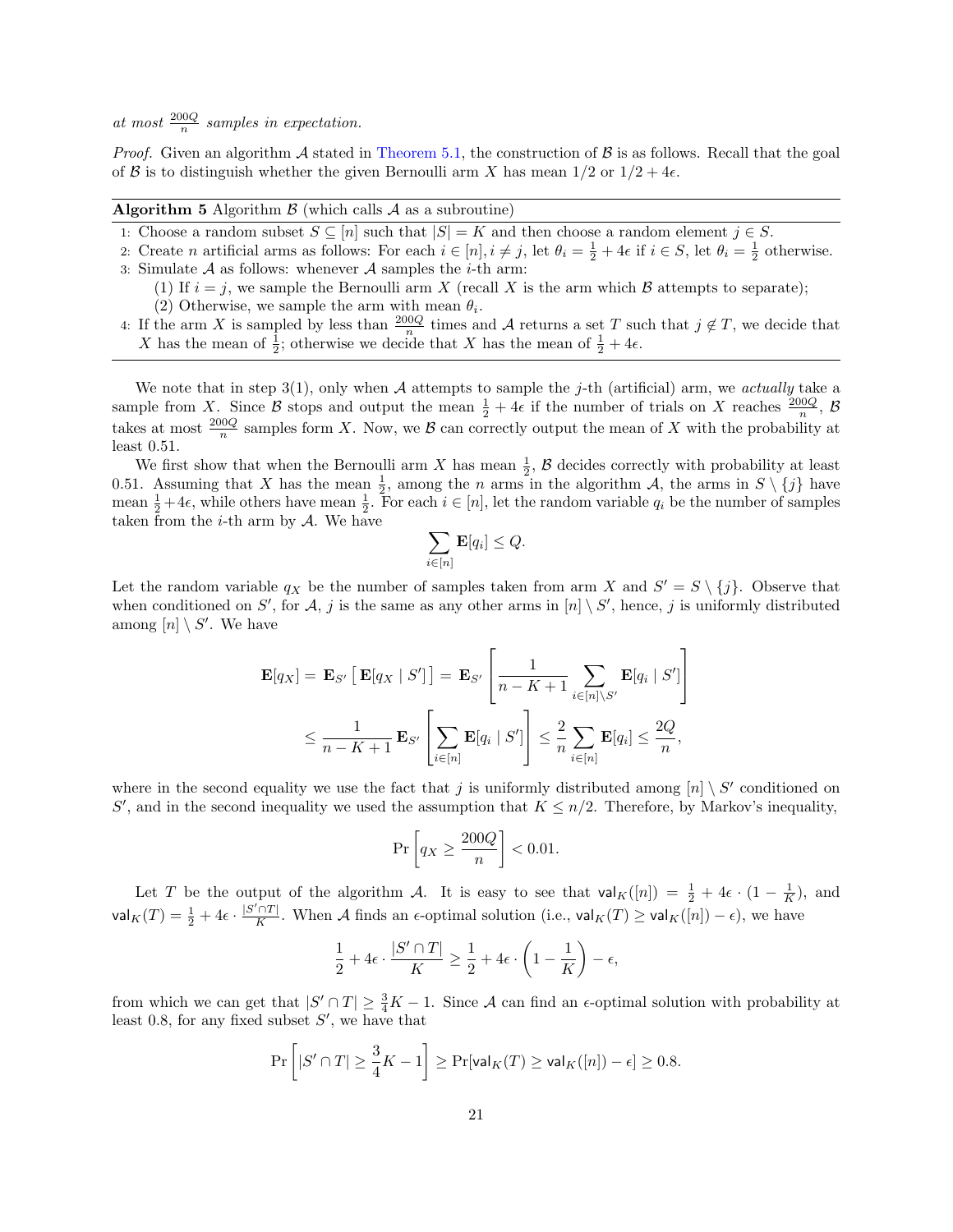*at most $\frac{200Q}{n}$ samples in expectation.*

*Proof.* Given an algorithm $\mathcal{A}$ stated in Theorem 5.1, the construction of $\mathcal{B}$ is as follows. Recall that the goal of $\mathcal{B}$ is to distinguish whether the given Bernoulli arm $X$ has mean $1/2$ or $1/2 + 4\epsilon$.

---

**Algorithm 5** Algorithm $\mathcal{B}$ (which calls $\mathcal{A}$ as a subroutine)

1: Choose a random subset $S \subseteq [n]$ such that $|S| = K$ and then choose a random element $j \in S$.
2: Create $n$ artificial arms as follows: For each $i \in [n], i \neq j$, let $\theta_i = \frac{1}{2} + 4\epsilon$ if $i \in S$, let $\theta_i = \frac{1}{2}$ otherwise.
3: Simulate $\mathcal{A}$ as follows: whenever $\mathcal{A}$ samples the $i$-th arm:
  (1) If $i = j$, we sample the Bernoulli arm $X$ (recall $X$ is the arm which $\mathcal{B}$ attempts to separate);
  (2) Otherwise, we sample the arm with mean $\theta_i$.
4: If the arm $X$ is sampled by less than $\frac{200Q}{n}$ times and $\mathcal{A}$ returns a set $T$ such that $j \notin T$, we decide that $X$ has the mean of $\frac{1}{2}$; otherwise we decide that $X$ has the mean of $\frac{1}{2} + 4\epsilon$.

---

We note that in step 3(1), only when $\mathcal{A}$ attempts to sample the $j$-th (artificial) arm, we *actually* take a sample from $X$. Since $\mathcal{B}$ stops and output the mean $\frac{1}{2} + 4\epsilon$ if the number of trials on $X$ reaches $\frac{200Q}{n}$, $\mathcal{B}$ takes at most $\frac{200Q}{n}$ samples form $X$. Now, we $\mathcal{B}$ can correctly output the mean of $X$ with the probability at least 0.51.

We first show that when the Bernoulli arm $X$ has mean $\frac{1}{2}$, $\mathcal{B}$ decides correctly with probability at least 0.51. Assuming that $X$ has the mean $\frac{1}{2}$, among the $n$ arms in the algorithm $\mathcal{A}$, the arms in $S \setminus \{j\}$ have mean $\frac{1}{2} + 4\epsilon$, while others have mean $\frac{1}{2}$. For each $i \in [n]$, let the random variable $q_i$ be the number of samples taken from the $i$-th arm by $\mathcal{A}$. We have

$$\sum_{i \in [n]} \mathbf{E}[q_i] \leq Q.$$

Let the random variable $q_X$ be the number of samples taken from arm $X$ and $S' = S \setminus \{j\}$. Observe that when conditioned on $S'$, for $\mathcal{A}$, $j$ is the same as any other arms in $[n] \setminus S'$, hence, $j$ is uniformly distributed among $[n] \setminus S'$. We have

$$\mathbf{E}[q_X] = \mathbf{E}_{S'}\left[\,\mathbf{E}[q_X \mid S']\,\right] = \mathbf{E}_{S'}\left[\frac{1}{n-K+1}\sum_{i \in [n]\setminus S'} \mathbf{E}[q_i \mid S']\right]$$

$$\leq \frac{1}{n-K+1}\,\mathbf{E}_{S'}\left[\sum_{i\in[n]} \mathbf{E}[q_i \mid S']\right] \leq \frac{2}{n}\sum_{i \in [n]} \mathbf{E}[q_i] \leq \frac{2Q}{n},$$

where in the second equality we use the fact that $j$ is uniformly distributed among $[n] \setminus S'$ conditioned on $S'$, and in the second inequality we used the assumption that $K \leq n/2$. Therefore, by Markov's inequality,

$$\Pr\left[q_X \geq \frac{200Q}{n}\right] < 0.01.$$

Let $T$ be the output of the algorithm $\mathcal{A}$. It is easy to see that $\mathsf{val}_K([n]) = \frac{1}{2} + 4\epsilon \cdot (1 - \frac{1}{K})$, and $\mathsf{val}_K(T) = \frac{1}{2} + 4\epsilon \cdot \frac{|S' \cap T|}{K}$. When $\mathcal{A}$ finds an $\epsilon$-optimal solution (i.e., $\mathsf{val}_K(T) \geq \mathsf{val}_K([n]) - \epsilon$), we have

$$\frac{1}{2} + 4\epsilon \cdot \frac{|S' \cap T|}{K} \geq \frac{1}{2} + 4\epsilon \cdot \left(1 - \frac{1}{K}\right) - \epsilon,$$

from which we can get that $|S' \cap T| \geq \frac{3}{4}K - 1$. Since $\mathcal{A}$ can find an $\epsilon$-optimal solution with probability at least 0.8, for any fixed subset $S'$, we have that

$$\Pr\left[|S' \cap T| \geq \frac{3}{4}K - 1\right] \geq \Pr[\mathsf{val}_K(T) \geq \mathsf{val}_K([n]) - \epsilon] \geq 0.8.$$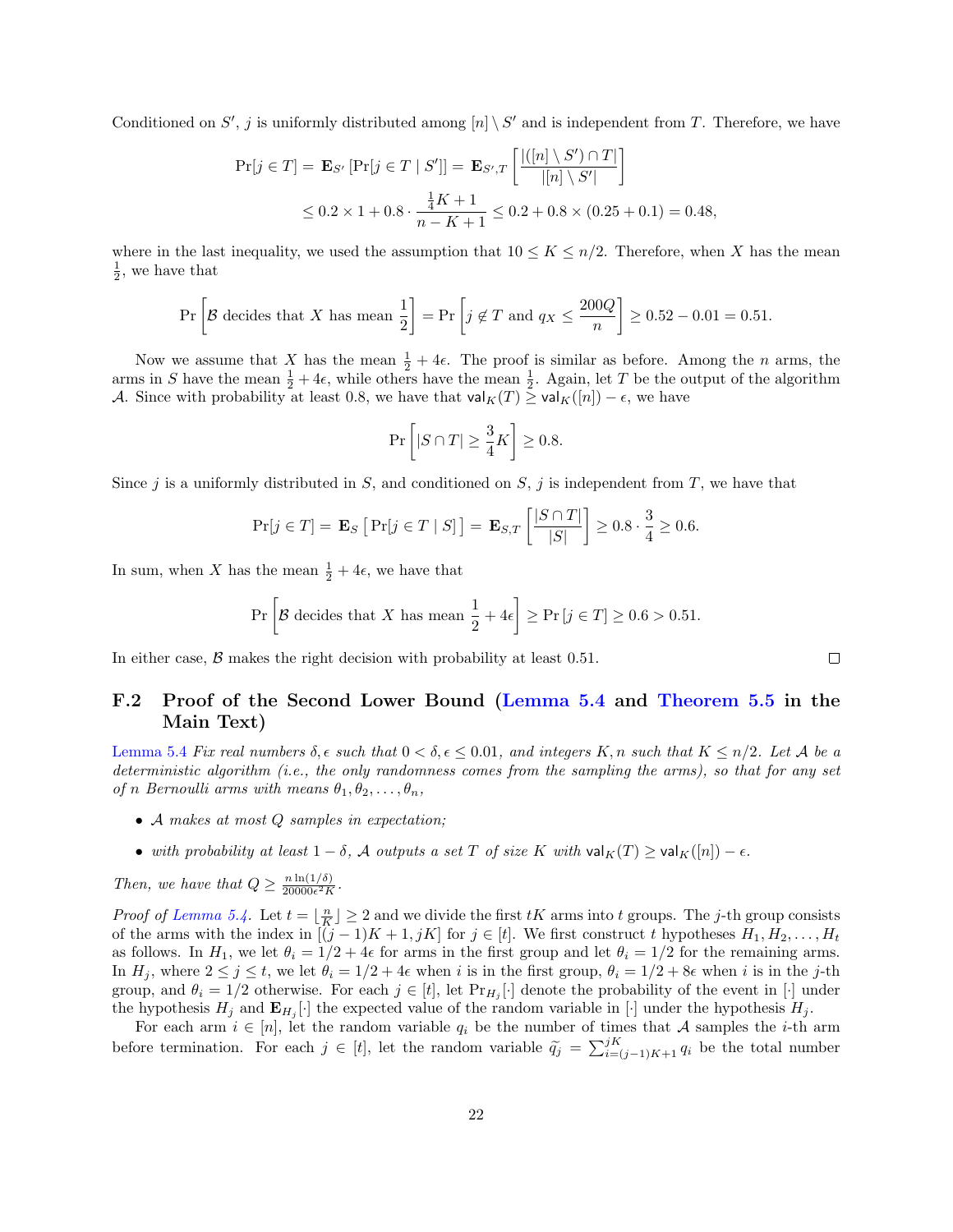Conditioned on $S'$, $j$ is uniformly distributed among $[n] \setminus S'$ and is independent from $T$. Therefore, we have

$$\Pr[j \in T] = \mathbf{E}_{S'}\left[\Pr[j \in T \mid S']\right] = \mathbf{E}_{S',T}\left[\frac{|([n] \setminus S') \cap T|}{|[n] \setminus S'|}\right]$$
$$\leq 0.2 \times 1 + 0.8 \cdot \frac{\frac{1}{4}K + 1}{n - K + 1} \leq 0.2 + 0.8 \times (0.25 + 0.1) = 0.48,$$

where in the last inequality, we used the assumption that $10 \leq K \leq n/2$. Therefore, when $X$ has the mean $\frac{1}{2}$, we have that

$$\Pr\left[\mathcal{B} \text{ decides that } X \text{ has mean } \frac{1}{2}\right] = \Pr\left[j \notin T \text{ and } q_X \leq \frac{200Q}{n}\right] \geq 0.52 - 0.01 = 0.51.$$

Now we assume that $X$ has the mean $\frac{1}{2} + 4\epsilon$. The proof is similar as before. Among the $n$ arms, the arms in $S$ have the mean $\frac{1}{2} + 4\epsilon$, while others have the mean $\frac{1}{2}$. Again, let $T$ be the output of the algorithm $\mathcal{A}$. Since with probability at least 0.8, we have that $\mathsf{val}_K(T) \geq \mathsf{val}_K([n]) - \epsilon$, we have

$$\Pr\left[|S \cap T| \geq \frac{3}{4}K\right] \geq 0.8.$$

Since $j$ is a uniformly distributed in $S$, and conditioned on $S$, $j$ is independent from $T$, we have that

$$\Pr[j \in T] = \mathbf{E}_S\left[\Pr[j \in T \mid S]\right] = \mathbf{E}_{S,T}\left[\frac{|S \cap T|}{|S|}\right] \geq 0.8 \cdot \frac{3}{4} \geq 0.6.$$

In sum, when $X$ has the mean $\frac{1}{2} + 4\epsilon$, we have that

$$\Pr\left[\mathcal{B} \text{ decides that } X \text{ has mean } \frac{1}{2} + 4\epsilon\right] \geq \Pr[j \in T] \geq 0.6 > 0.51.$$

In either case, $\mathcal{B}$ makes the right decision with probability at least 0.51. $\square$

## F.2 Proof of the Second Lower Bound (Lemma 5.4 and Theorem 5.5 in the Main Text)

Lemma 5.4 *Fix real numbers $\delta, \epsilon$ such that $0 < \delta, \epsilon \leq 0.01$, and integers $K, n$ such that $K \leq n/2$. Let $\mathcal{A}$ be a deterministic algorithm (i.e., the only randomness comes from the sampling the arms), so that for any set of $n$ Bernoulli arms with means $\theta_1, \theta_2, \ldots, \theta_n$,*

- *$\mathcal{A}$ makes at most $Q$ samples in expectation;*
- *with probability at least $1 - \delta$, $\mathcal{A}$ outputs a set $T$ of size $K$ with $\mathsf{val}_K(T) \geq \mathsf{val}_K([n]) - \epsilon$.*

*Then, we have that $Q \geq \frac{n \ln(1/\delta)}{20000\epsilon^2 K}$.*

*Proof of Lemma 5.4.* Let $t = \lfloor \frac{n}{K} \rfloor \geq 2$ and we divide the first $tK$ arms into $t$ groups. The $j$-th group consists of the arms with the index in $[(j-1)K + 1, jK]$ for $j \in [t]$. We first construct $t$ hypotheses $H_1, H_2, \ldots, H_t$ as follows. In $H_1$, we let $\theta_i = 1/2 + 4\epsilon$ for arms in the first group and let $\theta_i = 1/2$ for the remaining arms. In $H_j$, where $2 \leq j \leq t$, we let $\theta_i = 1/2 + 4\epsilon$ when $i$ is in the first group, $\theta_i = 1/2 + 8\epsilon$ when $i$ is in the $j$-th group, and $\theta_i = 1/2$ otherwise. For each $j \in [t]$, let $\Pr_{H_j}[\cdot]$ denote the probability of the event in $[\cdot]$ under the hypothesis $H_j$ and $\mathbf{E}_{H_j}[\cdot]$ the expected value of the random variable in $[\cdot]$ under the hypothesis $H_j$.

For each arm $i \in [n]$, let the random variable $q_i$ be the number of times that $\mathcal{A}$ samples the $i$-th arm before termination. For each $j \in [t]$, let the random variable $\widetilde{q}_j = \sum_{i=(j-1)K+1}^{jK} q_i$ be the total number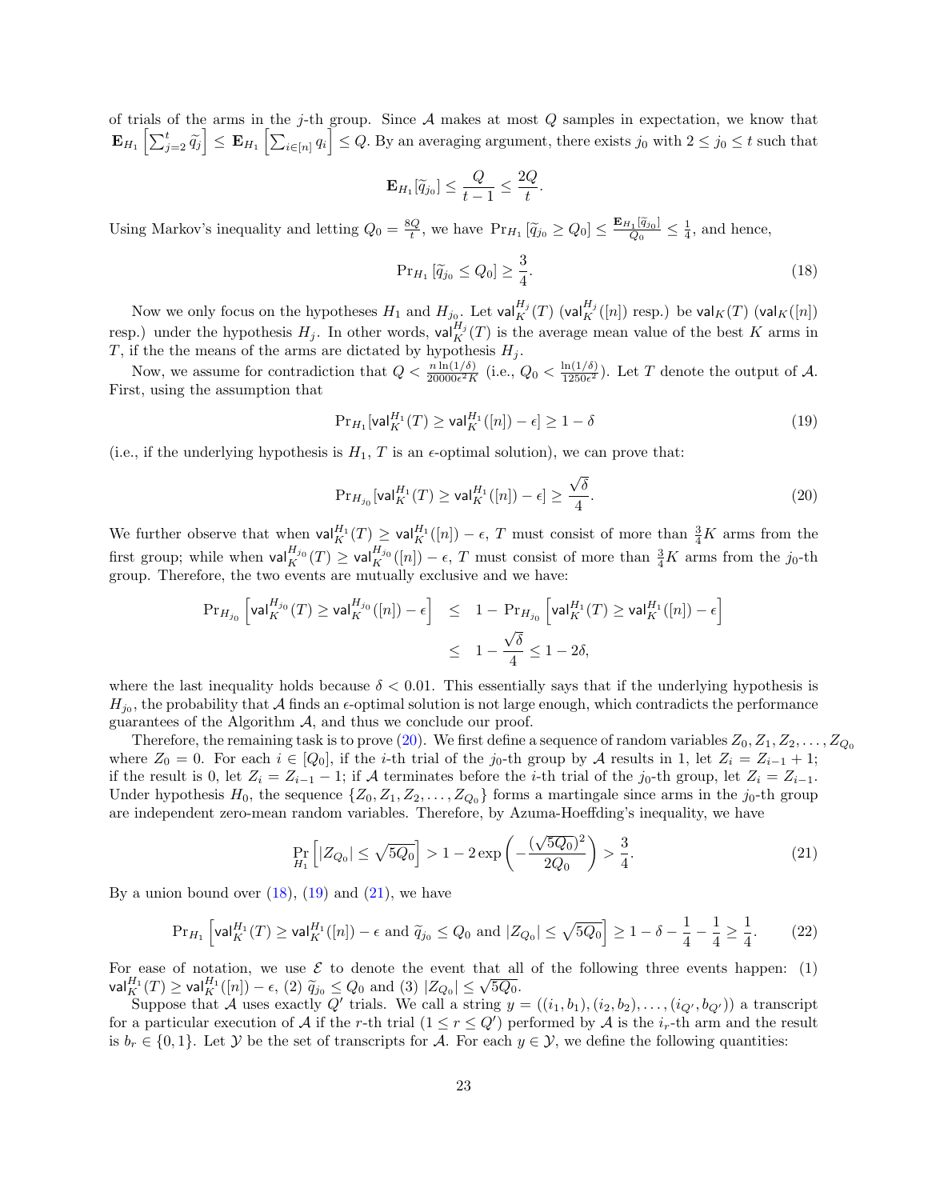of trials of the arms in the $j$-th group. Since $\mathcal{A}$ makes at most $Q$ samples in expectation, we know that $\mathbf{E}_{H_1}\left[\sum_{j=2}^{t} \widetilde{q}_j\right] \leq \mathbf{E}_{H_1}\left[\sum_{i\in[n]} q_i\right] \leq Q$. By an averaging argument, there exists $j_0$ with $2 \leq j_0 \leq t$ such that

$$\mathbf{E}_{H_1}[\widetilde{q}_{j_0}] \leq \frac{Q}{t-1} \leq \frac{2Q}{t}.$$

Using Markov's inequality and letting $Q_0 = \frac{8Q}{t}$, we have $\Pr_{H_1}\left[\widetilde{q}_{j_0} \geq Q_0\right] \leq \frac{\mathbf{E}_{H_1}[\widetilde{q}_{j_0}]}{Q_0} \leq \frac{1}{4}$, and hence,

$$\Pr_{H_1}\left[\widetilde{q}_{j_0} \leq Q_0\right] \geq \frac{3}{4}. \tag{18}$$

Now we only focus on the hypotheses $H_1$ and $H_{j_0}$. Let $\mathsf{val}_K^{H_j}(T)$ ($\mathsf{val}_K^{H_j}([n])$ resp.) be $\mathsf{val}_K(T)$ ($\mathsf{val}_K([n])$ resp.) under the hypothesis $H_j$. In other words, $\mathsf{val}_K^{H_j}(T)$ is the average mean value of the best $K$ arms in $T$, if the the means of the arms are dictated by hypothesis $H_j$.

Now, we assume for contradiction that $Q < \frac{n\ln(1/\delta)}{20000\epsilon^2 K}$ (i.e., $Q_0 < \frac{\ln(1/\delta)}{1250\epsilon^2}$). Let $T$ denote the output of $\mathcal{A}$. First, using the assumption that

$$\Pr_{H_1}[\mathsf{val}_K^{H_1}(T) \geq \mathsf{val}_K^{H_1}([n]) - \epsilon] \geq 1 - \delta \tag{19}$$

(i.e., if the underlying hypothesis is $H_1$, $T$ is an $\epsilon$-optimal solution), we can prove that:

$$\Pr_{H_{j_0}}[\mathsf{val}_K^{H_1}(T) \geq \mathsf{val}_K^{H_1}([n]) - \epsilon] \geq \frac{\sqrt{\delta}}{4}. \tag{20}$$

We further observe that when $\mathsf{val}_K^{H_1}(T) \geq \mathsf{val}_K^{H_1}([n]) - \epsilon$, $T$ must consist of more than $\frac{3}{4}K$ arms from the first group; while when $\mathsf{val}_K^{H_{j_0}}(T) \geq \mathsf{val}_K^{H_{j_0}}([n]) - \epsilon$, $T$ must consist of more than $\frac{3}{4}K$ arms from the $j_0$-th group. Therefore, the two events are mutually exclusive and we have:

$$\begin{aligned}
\Pr_{H_{j_0}}\left[\mathsf{val}_K^{H_{j_0}}(T) \geq \mathsf{val}_K^{H_{j_0}}([n]) - \epsilon\right] &\leq 1 - \Pr_{H_{j_0}}\left[\mathsf{val}_K^{H_1}(T) \geq \mathsf{val}_K^{H_1}([n]) - \epsilon\right] \\
&\leq 1 - \frac{\sqrt{\delta}}{4} \leq 1 - 2\delta,
\end{aligned}$$

where the last inequality holds because $\delta < 0.01$. This essentially says that if the underlying hypothesis is $H_{j_0}$, the probability that $\mathcal{A}$ finds an $\epsilon$-optimal solution is not large enough, which contradicts the performance guarantees of the Algorithm $\mathcal{A}$, and thus we conclude our proof.

Therefore, the remaining task is to prove (20). We first define a sequence of random variables $Z_0, Z_1, Z_2, \ldots, Z_{Q_0}$ where $Z_0 = 0$. For each $i \in [Q_0]$, if the $i$-th trial of the $j_0$-th group by $\mathcal{A}$ results in 1, let $Z_i = Z_{i-1} + 1$; if the result is 0, let $Z_i = Z_{i-1} - 1$; if $\mathcal{A}$ terminates before the $i$-th trial of the $j_0$-th group, let $Z_i = Z_{i-1}$. Under hypothesis $H_0$, the sequence $\{Z_0, Z_1, Z_2, \ldots, Z_{Q_0}\}$ forms a martingale since arms in the $j_0$-th group are independent zero-mean random variables. Therefore, by Azuma-Hoeffding's inequality, we have

$$\Pr_{H_1}\left[|Z_{Q_0}| \leq \sqrt{5Q_0}\right] > 1 - 2\exp\left(-\frac{(\sqrt{5Q_0})^2}{2Q_0}\right) > \frac{3}{4}. \tag{21}$$

By a union bound over (18), (19) and (21), we have

$$\Pr_{H_1}\left[\mathsf{val}_K^{H_1}(T) \geq \mathsf{val}_K^{H_1}([n]) - \epsilon \text{ and } \widetilde{q}_{j_0} \leq Q_0 \text{ and } |Z_{Q_0}| \leq \sqrt{5Q_0}\right] \geq 1 - \delta - \frac{1}{4} - \frac{1}{4} \geq \frac{1}{4}. \tag{22}$$

For ease of notation, we use $\mathcal{E}$ to denote the event that all of the following three events happen: (1) $\mathsf{val}_K^{H_1}(T) \geq \mathsf{val}_K^{H_1}([n]) - \epsilon$, (2) $\widetilde{q}_{j_0} \leq Q_0$ and (3) $|Z_{Q_0}| \leq \sqrt{5Q_0}$.

Suppose that $\mathcal{A}$ uses exactly $Q'$ trials. We call a string $y = ((i_1, b_1), (i_2, b_2), \ldots, (i_{Q'}, b_{Q'}))$ a transcript for a particular execution of $\mathcal{A}$ if the $r$-th trial ($1 \leq r \leq Q'$) performed by $\mathcal{A}$ is the $i_r$-th arm and the result is $b_r \in \{0, 1\}$. Let $\mathcal{Y}$ be the set of transcripts for $\mathcal{A}$. For each $y \in \mathcal{Y}$, we define the following quantities: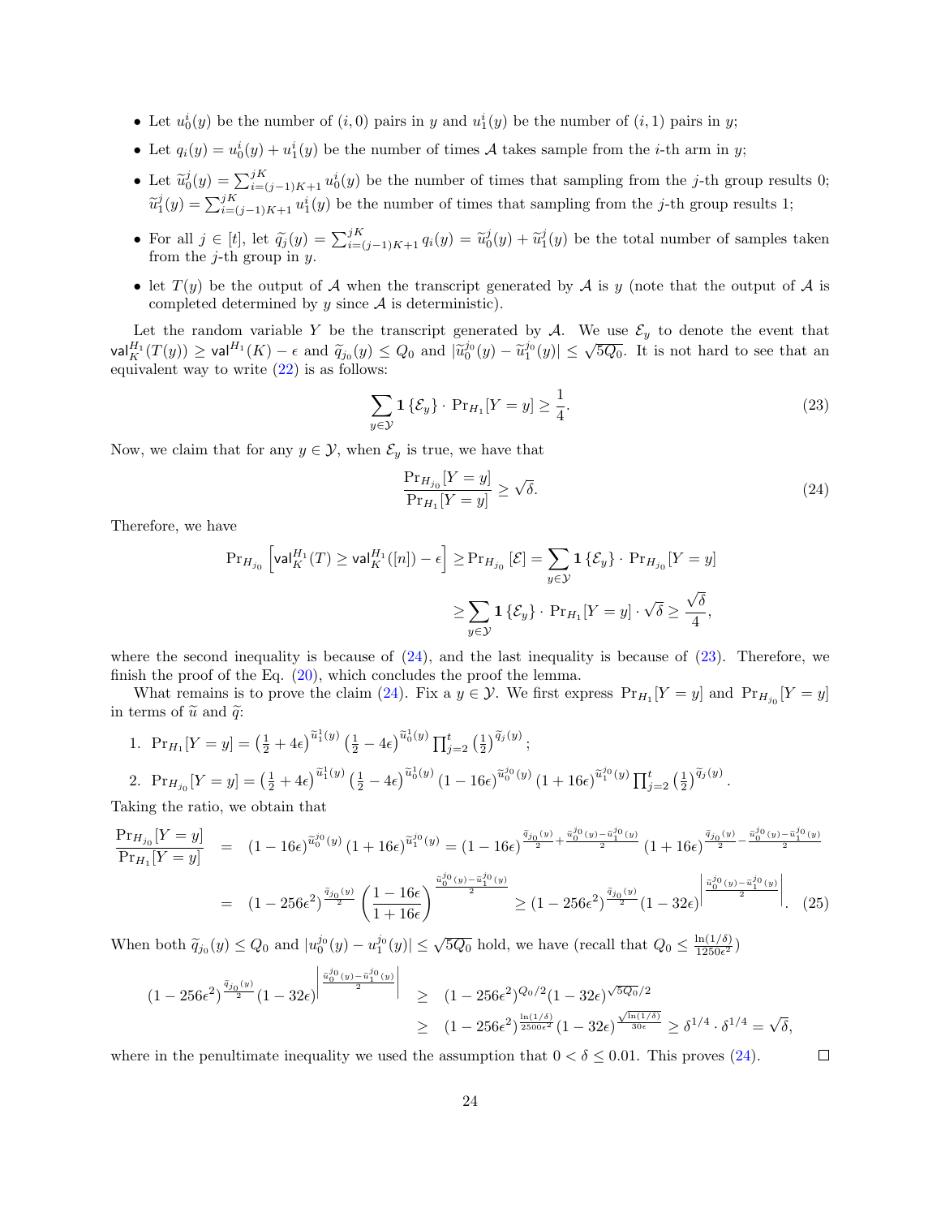- Let $u_0^i(y)$ be the number of $(i, 0)$ pairs in $y$ and $u_1^i(y)$ be the number of $(i, 1)$ pairs in $y$;
- Let $q_i(y) = u_0^i(y) + u_1^i(y)$ be the number of times $\mathcal{A}$ takes sample from the $i$-th arm in $y$;
- Let $\widetilde{u}_0^j(y) = \sum_{i=(j-1)K+1}^{jK} u_0^i(y)$ be the number of times that sampling from the $j$-th group results 0; $\widetilde{u}_1^j(y) = \sum_{i=(j-1)K+1}^{jK} u_1^i(y)$ be the number of times that sampling from the $j$-th group results 1;
- For all $j \in [t]$, let $\widetilde{q}_j(y) = \sum_{i=(j-1)K+1}^{jK} q_i(y) = \widetilde{u}_0^j(y) + \widetilde{u}_1^j(y)$ be the total number of samples taken from the $j$-th group in $y$.
- let $T(y)$ be the output of $\mathcal{A}$ when the transcript generated by $\mathcal{A}$ is $y$ (note that the output of $\mathcal{A}$ is completed determined by $y$ since $\mathcal{A}$ is deterministic).

Let the random variable $Y$ be the transcript generated by $\mathcal{A}$. We use $\mathcal{E}_y$ to denote the event that $\mathsf{val}_K^{H_1}(T(y)) \geq \mathsf{val}^{H_1}(K) - \epsilon$ and $\widetilde{q}_{j_0}(y) \leq Q_0$ and $|\widetilde{u}_0^{j_0}(y) - \widetilde{u}_1^{j_0}(y)| \leq \sqrt{5Q_0}$. It is not hard to see that an equivalent way to write (22) is as follows:

$$\sum_{y \in \mathcal{Y}} \mathbf{1}\{\mathcal{E}_y\} \cdot \Pr_{H_1}[Y = y] \geq \frac{1}{4}. \tag{23}$$

Now, we claim that for any $y \in \mathcal{Y}$, when $\mathcal{E}_y$ is true, we have that

$$\frac{\Pr_{H_{j_0}}[Y = y]}{\Pr_{H_1}[Y = y]} \geq \sqrt{\delta}. \tag{24}$$

Therefore, we have

$$\Pr_{H_{j_0}}\left[\mathsf{val}_K^{H_1}(T) \geq \mathsf{val}_K^{H_1}([n]) - \epsilon\right] \geq \Pr_{H_{j_0}}[\mathcal{E}] = \sum_{y \in \mathcal{Y}} \mathbf{1}\{\mathcal{E}_y\} \cdot \Pr_{H_{j_0}}[Y = y]$$
$$\geq \sum_{y \in \mathcal{Y}} \mathbf{1}\{\mathcal{E}_y\} \cdot \Pr_{H_1}[Y = y] \cdot \sqrt{\delta} \geq \frac{\sqrt{\delta}}{4},$$

where the second inequality is because of (24), and the last inequality is because of (23). Therefore, we finish the proof of the Eq. (20), which concludes the proof the lemma.

What remains is to prove the claim (24). Fix a $y \in \mathcal{Y}$. We first express $\Pr_{H_1}[Y = y]$ and $\Pr_{H_{j_0}}[Y = y]$ in terms of $\widetilde{u}$ and $\widetilde{q}$:

1. $\Pr_{H_1}[Y = y] = \left(\frac{1}{2} + 4\epsilon\right)^{\widetilde{u}_1^1(y)} \left(\frac{1}{2} - 4\epsilon\right)^{\widetilde{u}_0^1(y)} \prod_{j=2}^{t} \left(\frac{1}{2}\right)^{\widetilde{q}_j(y)}$;
2. $\Pr_{H_{j_0}}[Y = y] = \left(\frac{1}{2} + 4\epsilon\right)^{\widetilde{u}_1^1(y)} \left(\frac{1}{2} - 4\epsilon\right)^{\widetilde{u}_0^1(y)} (1 - 16\epsilon)^{\widetilde{u}_0^{j_0}(y)} (1 + 16\epsilon)^{\widetilde{u}_1^{j_0}(y)} \prod_{j=2}^{t} \left(\frac{1}{2}\right)^{\widetilde{q}_j(y)}$.

Taking the ratio, we obtain that

$$\begin{aligned}
\frac{\Pr_{H_{j_0}}[Y = y]}{\Pr_{H_1}[Y = y]} &= (1 - 16\epsilon)^{\widetilde{u}_0^{j_0}(y)} (1 + 16\epsilon)^{\widetilde{u}_1^{j_0}(y)} = (1 - 16\epsilon)^{\frac{\widetilde{q}_{j_0}(y)}{2} + \frac{\widetilde{u}_0^{j_0}(y) - \widetilde{u}_1^{j_0}(y)}{2}} (1 + 16\epsilon)^{\frac{\widetilde{q}_{j_0}(y)}{2} - \frac{\widetilde{u}_0^{j_0}(y) - \widetilde{u}_1^{j_0}(y)}{2}} \\
&= (1 - 256\epsilon^2)^{\frac{\widetilde{q}_{j_0}(y)}{2}} \left(\frac{1 - 16\epsilon}{1 + 16\epsilon}\right)^{\frac{\widetilde{u}_0^{j_0}(y) - \widetilde{u}_1^{j_0}(y)}{2}} \geq (1 - 256\epsilon^2)^{\frac{\widetilde{q}_{j_0}(y)}{2}} (1 - 32\epsilon)^{\left|\frac{\widetilde{u}_0^{j_0}(y) - \widetilde{u}_1^{j_0}(y)}{2}\right|}. \quad (25)
\end{aligned}$$

When both $\widetilde{q}_{j_0}(y) \leq Q_0$ and $|u_0^{j_0}(y) - u_1^{j_0}(y)| \leq \sqrt{5Q_0}$ hold, we have (recall that $Q_0 \leq \frac{\ln(1/\delta)}{1250\epsilon^2}$)

$$\begin{aligned}
(1 - 256\epsilon^2)^{\frac{\widetilde{q}_{j_0}(y)}{2}} (1 - 32\epsilon)^{\left|\frac{\widetilde{u}_0^{j_0}(y) - \widetilde{u}_1^{j_0}(y)}{2}\right|} &\geq (1 - 256\epsilon^2)^{Q_0/2} (1 - 32\epsilon)^{\sqrt{5Q_0}/2} \\
&\geq (1 - 256\epsilon^2)^{\frac{\ln(1/\delta)}{2500\epsilon^2}} (1 - 32\epsilon)^{\frac{\sqrt{\ln(1/\delta)}}{30\epsilon}} \geq \delta^{1/4} \cdot \delta^{1/4} = \sqrt{\delta},
\end{aligned}$$

where in the penultimate inequality we used the assumption that $0 < \delta \leq 0.01$. This proves (24). $\square$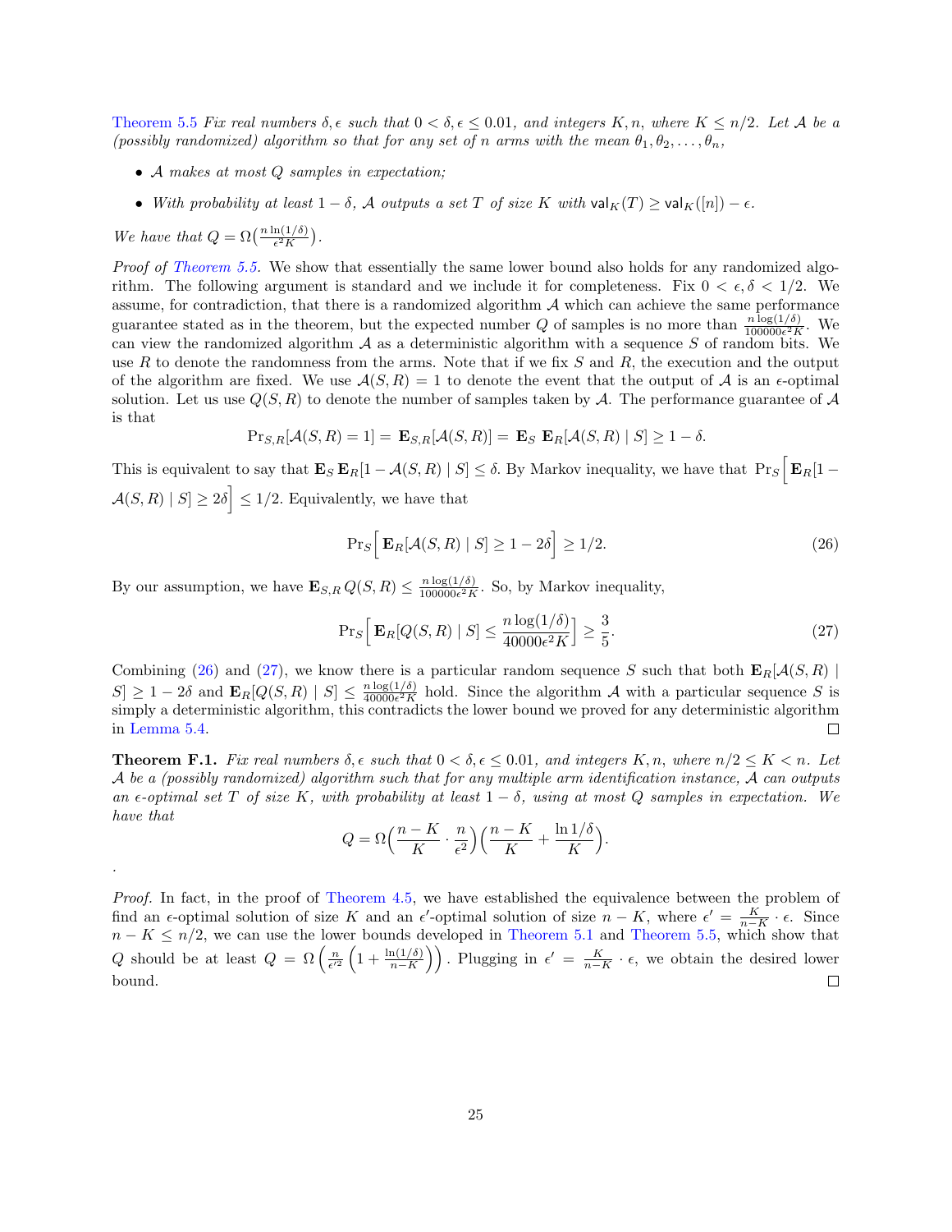[Theorem 5.5] *Fix real numbers $\delta, \epsilon$ such that $0 < \delta, \epsilon \le 0.01$, and integers $K, n$, where $K \le n/2$. Let $\mathcal{A}$ be a (possibly randomized) algorithm so that for any set of $n$ arms with the mean $\theta_1, \theta_2, \ldots, \theta_n$,*

- *$\mathcal{A}$ makes at most $Q$ samples in expectation;*
- *With probability at least $1 - \delta$, $\mathcal{A}$ outputs a set $T$ of size $K$ with $\mathsf{val}_K(T) \ge \mathsf{val}_K([n]) - \epsilon$.*

*We have that $Q = \Omega\big(\frac{n \ln(1/\delta)}{\epsilon^2 K}\big)$.*

*Proof of Theorem 5.5.* We show that essentially the same lower bound also holds for any randomized algorithm. The following argument is standard and we include it for completeness. Fix $0 < \epsilon, \delta < 1/2$. We assume, for contradiction, that there is a randomized algorithm $\mathcal{A}$ which can achieve the same performance guarantee stated as in the theorem, but the expected number $Q$ of samples is no more than $\frac{n \log(1/\delta)}{100000\epsilon^2 K}$. We can view the randomized algorithm $\mathcal{A}$ as a deterministic algorithm with a sequence $S$ of random bits. We use $R$ to denote the randomness from the arms. Note that if we fix $S$ and $R$, the execution and the output of the algorithm are fixed. We use $\mathcal{A}(S, R) = 1$ to denote the event that the output of $\mathcal{A}$ is an $\epsilon$-optimal solution. Let us use $Q(S, R)$ to denote the number of samples taken by $\mathcal{A}$. The performance guarantee of $\mathcal{A}$ is that

$$\Pr_{S,R}[\mathcal{A}(S,R) = 1] = \mathbf{E}_{S,R}[\mathcal{A}(S,R)] = \mathbf{E}_S \, \mathbf{E}_R[\mathcal{A}(S,R) \mid S] \ge 1 - \delta.$$

This is equivalent to say that $\mathbf{E}_S \, \mathbf{E}_R[1 - \mathcal{A}(S,R) \mid S] \le \delta$. By Markov inequality, we have that $\Pr_S\Big[\mathbf{E}_R[1 - \mathcal{A}(S,R) \mid S] \ge 2\delta\Big] \le 1/2$. Equivalently, we have that

$$\Pr_S\Big[\mathbf{E}_R[\mathcal{A}(S,R) \mid S] \ge 1 - 2\delta\Big] \ge 1/2. \tag{26}$$

By our assumption, we have $\mathbf{E}_{S,R}\, Q(S,R) \le \frac{n \log(1/\delta)}{100000\epsilon^2 K}$. So, by Markov inequality,

$$\Pr_S\Big[\mathbf{E}_R[Q(S,R) \mid S] \le \frac{n \log(1/\delta)}{40000\epsilon^2 K}\Big] \ge \frac{3}{5}. \tag{27}$$

Combining (26) and (27), we know there is a particular random sequence $S$ such that both $\mathbf{E}_R[\mathcal{A}(S,R) \mid S] \ge 1 - 2\delta$ and $\mathbf{E}_R[Q(S,R) \mid S] \le \frac{n \log(1/\delta)}{40000\epsilon^2 K}$ hold. Since the algorithm $\mathcal{A}$ with a particular sequence $S$ is simply a deterministic algorithm, this contradicts the lower bound we proved for any deterministic algorithm in Lemma 5.4. $\square$

**Theorem F.1.** *Fix real numbers $\delta, \epsilon$ such that $0 < \delta, \epsilon \le 0.01$, and integers $K, n$, where $n/2 \le K < n$. Let $\mathcal{A}$ be a (possibly randomized) algorithm such that for any multiple arm identification instance, $\mathcal{A}$ can outputs an $\epsilon$-optimal set $T$ of size $K$, with probability at least $1 - \delta$, using at most $Q$ samples in expectation. We have that*

$$Q = \Omega\Big(\frac{n-K}{K} \cdot \frac{n}{\epsilon^2}\Big)\Big(\frac{n-K}{K} + \frac{\ln 1/\delta}{K}\Big).$$

.

*Proof.* In fact, in the proof of Theorem 4.5, we have established the equivalence between the problem of find an $\epsilon$-optimal solution of size $K$ and an $\epsilon'$-optimal solution of size $n - K$, where $\epsilon' = \frac{K}{n-K} \cdot \epsilon$. Since $n - K \le n/2$, we can use the lower bounds developed in Theorem 5.1 and Theorem 5.5, which show that $Q$ should be at least $Q = \Omega\left(\frac{n}{\epsilon'^2}\left(1 + \frac{\ln(1/\delta)}{n-K}\right)\right)$. Plugging in $\epsilon' = \frac{K}{n-K} \cdot \epsilon$, we obtain the desired lower bound. $\square$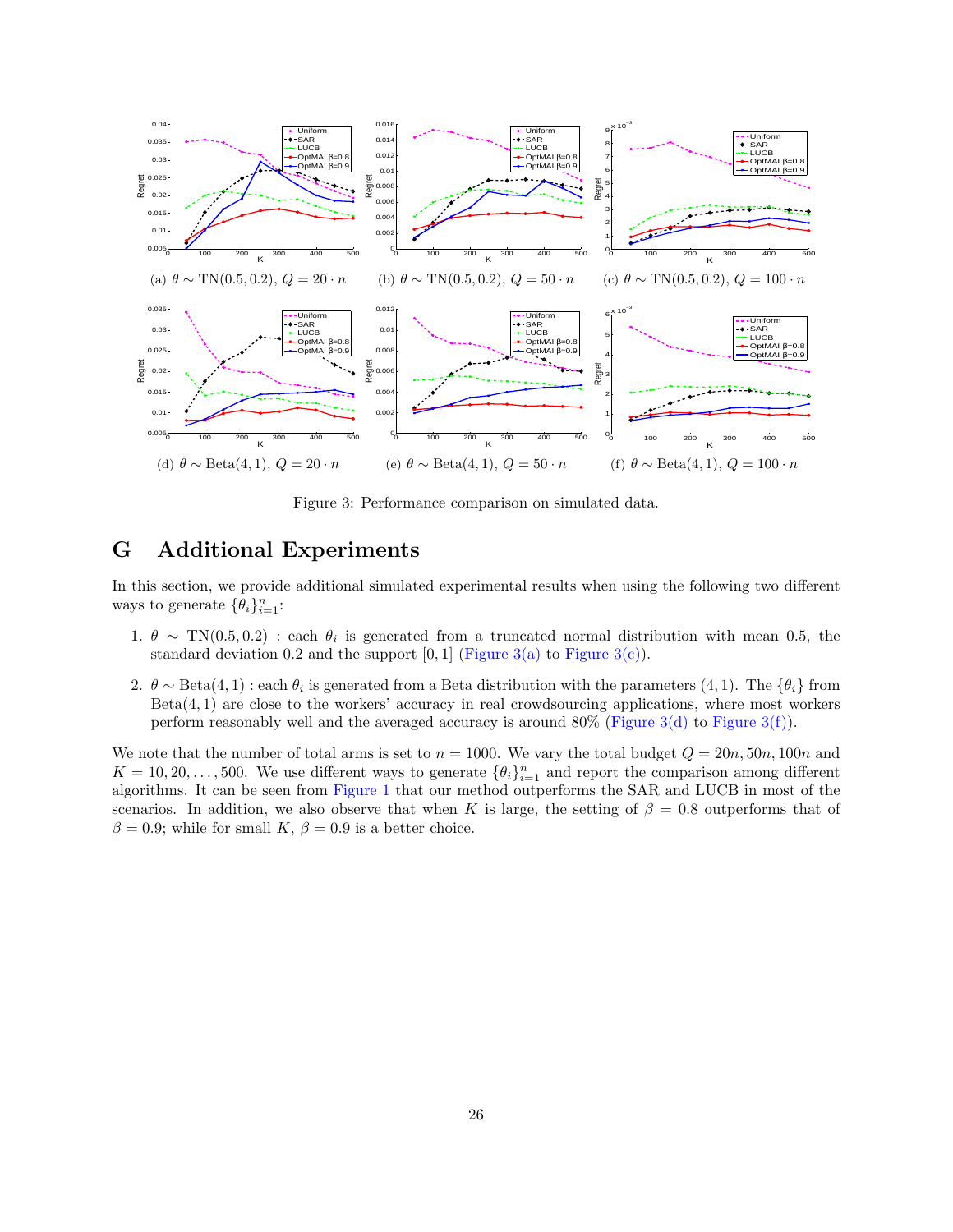Regret

K

Uniform
SAR
LUCB
OptMAI β=0.8
OptMAI β=0.9

(a) $\theta \sim \mathrm{TN}(0.5, 0.2)$, $Q = 20 \cdot n$

(b) $\theta \sim \mathrm{TN}(0.5, 0.2)$, $Q = 50 \cdot n$

(c) $\theta \sim \mathrm{TN}(0.5, 0.2)$, $Q = 100 \cdot n$

(d) $\theta \sim \mathrm{Beta}(4, 1)$, $Q = 20 \cdot n$

(e) $\theta \sim \mathrm{Beta}(4, 1)$, $Q = 50 \cdot n$

(f) $\theta \sim \mathrm{Beta}(4, 1)$, $Q = 100 \cdot n$

Figure 3: Performance comparison on simulated data.

# G Additional Experiments

In this section, we provide additional simulated experimental results when using the following two different ways to generate $\{\theta_i\}_{i=1}^n$:

1. $\theta \sim \mathrm{TN}(0.5, 0.2)$ : each $\theta_i$ is generated from a truncated normal distribution with mean 0.5, the standard deviation 0.2 and the support $[0, 1]$ (Figure 3(a) to Figure 3(c)).

2. $\theta \sim \mathrm{Beta}(4, 1)$ : each $\theta_i$ is generated from a Beta distribution with the parameters $(4, 1)$. The $\{\theta_i\}$ from $\mathrm{Beta}(4, 1)$ are close to the workers' accuracy in real crowdsourcing applications, where most workers perform reasonably well and the averaged accuracy is around 80% (Figure 3(d) to Figure 3(f)).

We note that the number of total arms is set to $n = 1000$. We vary the total budget $Q = 20n, 50n, 100n$ and $K = 10, 20, \ldots, 500$. We use different ways to generate $\{\theta_i\}_{i=1}^n$ and report the comparison among different algorithms. It can be seen from Figure 1 that our method outperforms the SAR and LUCB in most of the scenarios. In addition, we also observe that when $K$ is large, the setting of $\beta = 0.8$ outperforms that of $\beta = 0.9$; while for small $K$, $\beta = 0.9$ is a better choice.